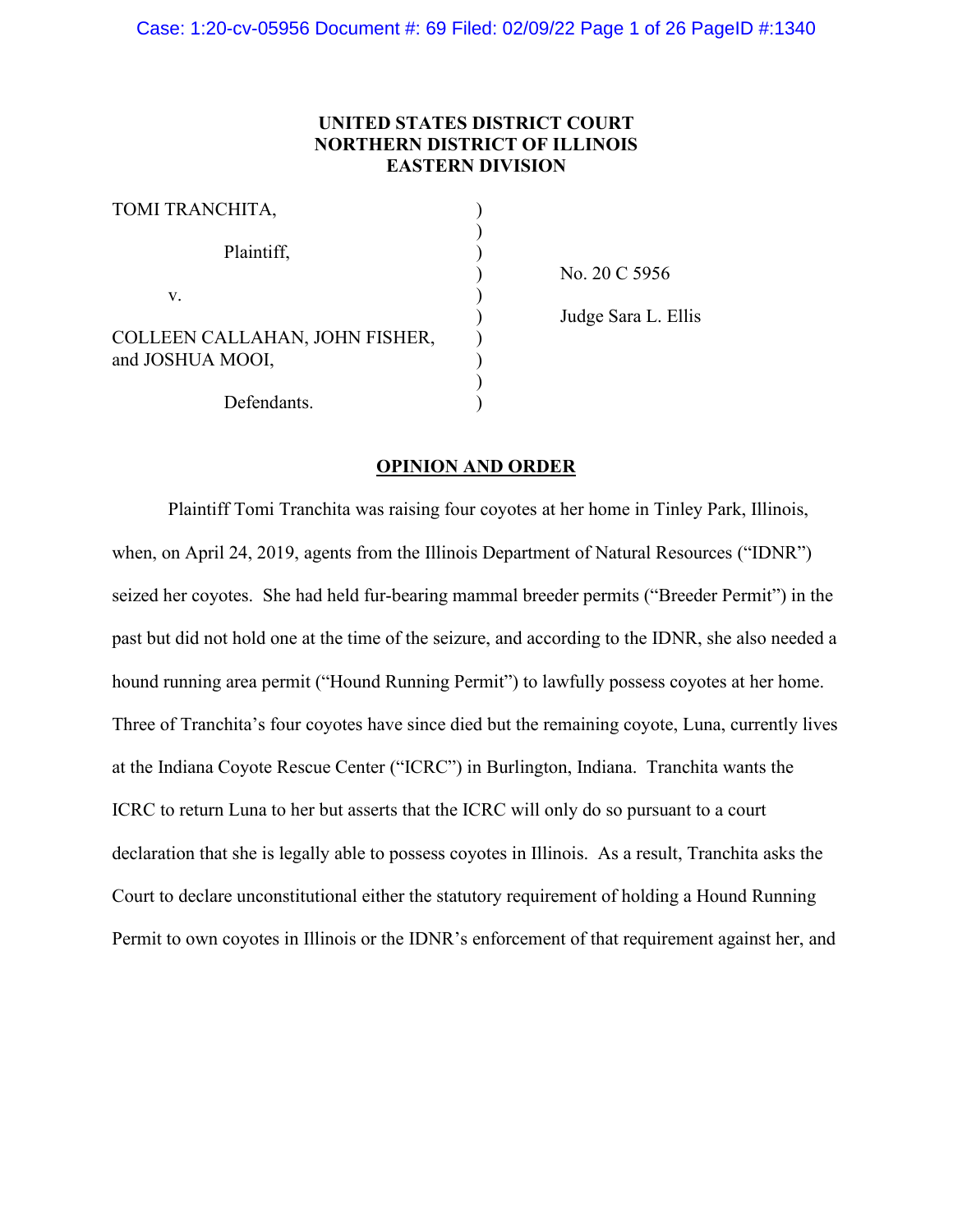**UNITED STATES DISTRICT COURT**
**NORTHERN DISTRICT OF ILLINOIS**
**EASTERN DIVISION**

| | | |
|---|---|---|
| TOMI TRANCHITA, | ) | |
| | ) | |
| Plaintiff, | ) | |
| | ) | No. 20 C 5956 |
| v. | ) | |
| | ) | Judge Sara L. Ellis |
| COLLEEN CALLAHAN, JOHN FISHER, and JOSHUA MOOI, | ) | |
| | ) | |
| Defendants. | ) | |

## OPINION AND ORDER

Plaintiff Tomi Tranchita was raising four coyotes at her home in Tinley Park, Illinois, when, on April 24, 2019, agents from the Illinois Department of Natural Resources ("IDNR") seized her coyotes. She had held fur-bearing mammal breeder permits ("Breeder Permit") in the past but did not hold one at the time of the seizure, and according to the IDNR, she also needed a hound running area permit ("Hound Running Permit") to lawfully possess coyotes at her home. Three of Tranchita's four coyotes have since died but the remaining coyote, Luna, currently lives at the Indiana Coyote Rescue Center ("ICRC") in Burlington, Indiana. Tranchita wants the ICRC to return Luna to her but asserts that the ICRC will only do so pursuant to a court declaration that she is legally able to possess coyotes in Illinois. As a result, Tranchita asks the Court to declare unconstitutional either the statutory requirement of holding a Hound Running Permit to own coyotes in Illinois or the IDNR's enforcement of that requirement against her, and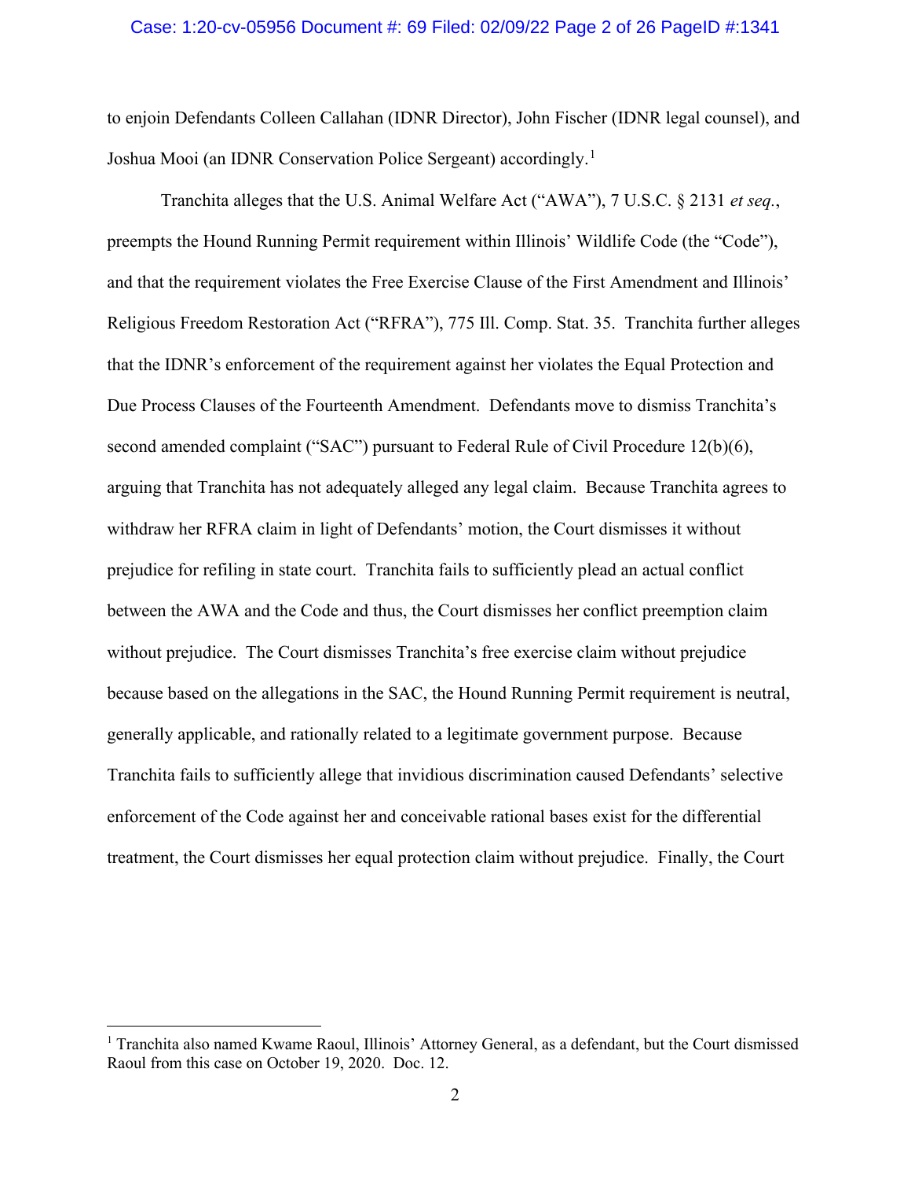to enjoin Defendants Colleen Callahan (IDNR Director), John Fischer (IDNR legal counsel), and Joshua Mooi (an IDNR Conservation Police Sergeant) accordingly.[1]

Tranchita alleges that the U.S. Animal Welfare Act ("AWA"), 7 U.S.C. § 2131 *et seq.*, preempts the Hound Running Permit requirement within Illinois' Wildlife Code (the "Code"), and that the requirement violates the Free Exercise Clause of the First Amendment and Illinois' Religious Freedom Restoration Act ("RFRA"), 775 Ill. Comp. Stat. 35. Tranchita further alleges that the IDNR's enforcement of the requirement against her violates the Equal Protection and Due Process Clauses of the Fourteenth Amendment. Defendants move to dismiss Tranchita's second amended complaint ("SAC") pursuant to Federal Rule of Civil Procedure 12(b)(6), arguing that Tranchita has not adequately alleged any legal claim. Because Tranchita agrees to withdraw her RFRA claim in light of Defendants' motion, the Court dismisses it without prejudice for refiling in state court. Tranchita fails to sufficiently plead an actual conflict between the AWA and the Code and thus, the Court dismisses her conflict preemption claim without prejudice. The Court dismisses Tranchita's free exercise claim without prejudice because based on the allegations in the SAC, the Hound Running Permit requirement is neutral, generally applicable, and rationally related to a legitimate government purpose. Because Tranchita fails to sufficiently allege that invidious discrimination caused Defendants' selective enforcement of the Code against her and conceivable rational bases exist for the differential treatment, the Court dismisses her equal protection claim without prejudice. Finally, the Court

[1] Tranchita also named Kwame Raoul, Illinois' Attorney General, as a defendant, but the Court dismissed Raoul from this case on October 19, 2020. Doc. 12.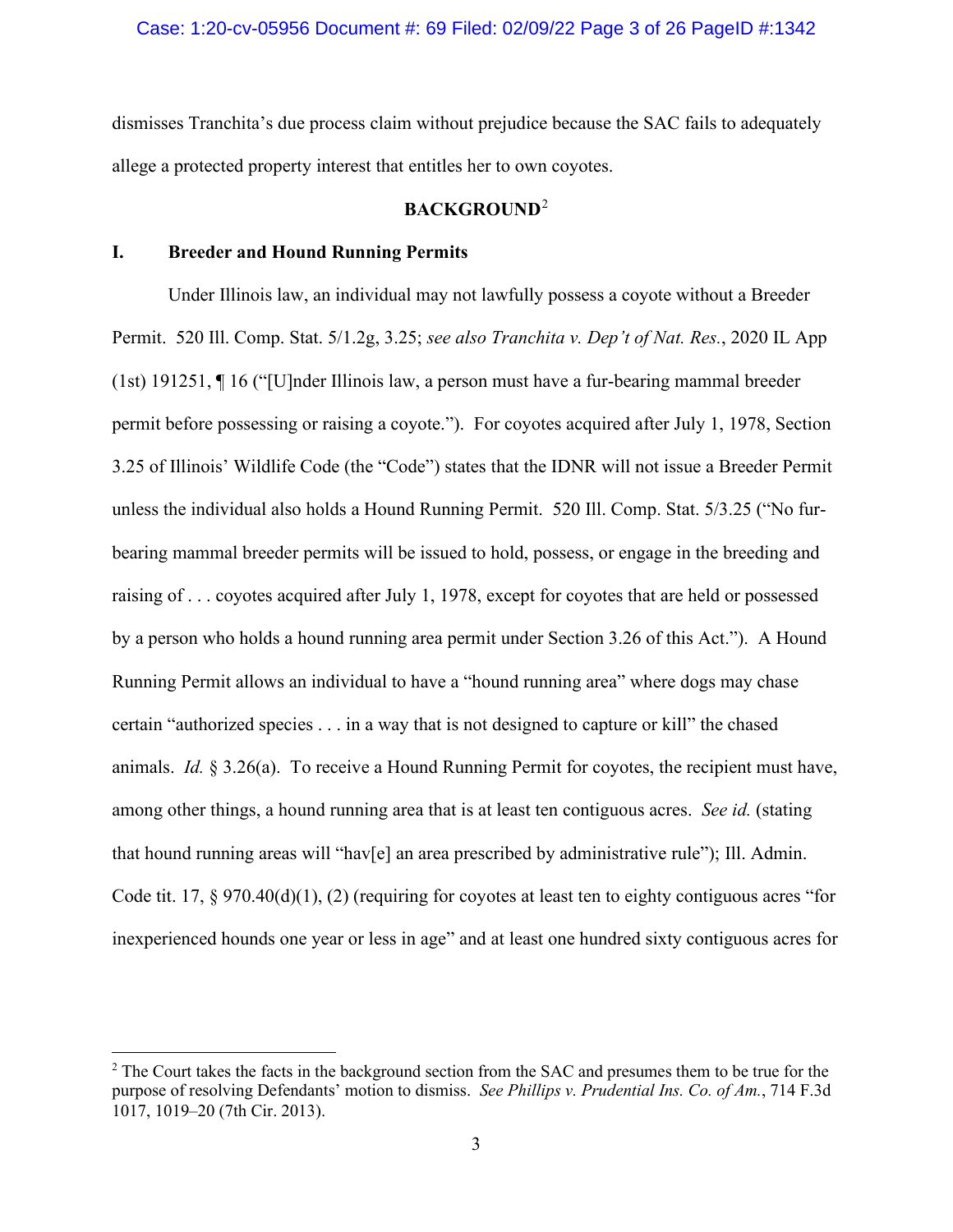dismisses Tranchita's due process claim without prejudice because the SAC fails to adequately allege a protected property interest that entitles her to own coyotes.

## BACKGROUND[2]

### I. Breeder and Hound Running Permits

Under Illinois law, an individual may not lawfully possess a coyote without a Breeder Permit. 520 Ill. Comp. Stat. 5/1.2g, 3.25; *see also Tranchita v. Dep't of Nat. Res.*, 2020 IL App (1st) 191251, ¶ 16 ("[U]nder Illinois law, a person must have a fur-bearing mammal breeder permit before possessing or raising a coyote."). For coyotes acquired after July 1, 1978, Section 3.25 of Illinois' Wildlife Code (the "Code") states that the IDNR will not issue a Breeder Permit unless the individual also holds a Hound Running Permit. 520 Ill. Comp. Stat. 5/3.25 ("No fur-bearing mammal breeder permits will be issued to hold, possess, or engage in the breeding and raising of . . . coyotes acquired after July 1, 1978, except for coyotes that are held or possessed by a person who holds a hound running area permit under Section 3.26 of this Act."). A Hound Running Permit allows an individual to have a "hound running area" where dogs may chase certain "authorized species . . . in a way that is not designed to capture or kill" the chased animals. *Id.* § 3.26(a). To receive a Hound Running Permit for coyotes, the recipient must have, among other things, a hound running area that is at least ten contiguous acres. *See id.* (stating that hound running areas will "hav[e] an area prescribed by administrative rule"); Ill. Admin. Code tit. 17, § 970.40(d)(1), (2) (requiring for coyotes at least ten to eighty contiguous acres "for inexperienced hounds one year or less in age" and at least one hundred sixty contiguous acres for

---

[2] The Court takes the facts in the background section from the SAC and presumes them to be true for the purpose of resolving Defendants' motion to dismiss. *See Phillips v. Prudential Ins. Co. of Am.*, 714 F.3d 1017, 1019–20 (7th Cir. 2013).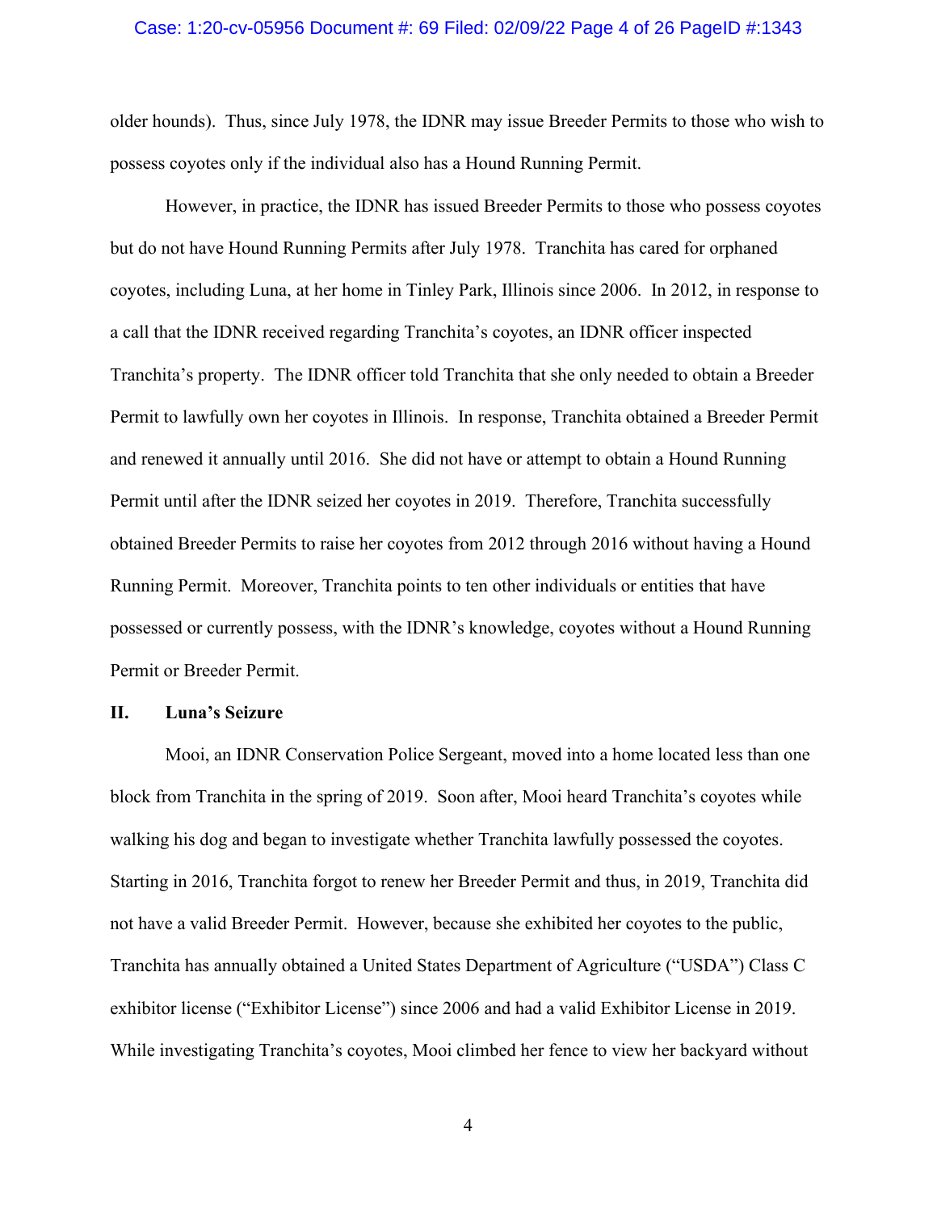older hounds). Thus, since July 1978, the IDNR may issue Breeder Permits to those who wish to possess coyotes only if the individual also has a Hound Running Permit.

However, in practice, the IDNR has issued Breeder Permits to those who possess coyotes but do not have Hound Running Permits after July 1978. Tranchita has cared for orphaned coyotes, including Luna, at her home in Tinley Park, Illinois since 2006. In 2012, in response to a call that the IDNR received regarding Tranchita's coyotes, an IDNR officer inspected Tranchita's property. The IDNR officer told Tranchita that she only needed to obtain a Breeder Permit to lawfully own her coyotes in Illinois. In response, Tranchita obtained a Breeder Permit and renewed it annually until 2016. She did not have or attempt to obtain a Hound Running Permit until after the IDNR seized her coyotes in 2019. Therefore, Tranchita successfully obtained Breeder Permits to raise her coyotes from 2012 through 2016 without having a Hound Running Permit. Moreover, Tranchita points to ten other individuals or entities that have possessed or currently possess, with the IDNR's knowledge, coyotes without a Hound Running Permit or Breeder Permit.

## II. Luna's Seizure

Mooi, an IDNR Conservation Police Sergeant, moved into a home located less than one block from Tranchita in the spring of 2019. Soon after, Mooi heard Tranchita's coyotes while walking his dog and began to investigate whether Tranchita lawfully possessed the coyotes. Starting in 2016, Tranchita forgot to renew her Breeder Permit and thus, in 2019, Tranchita did not have a valid Breeder Permit. However, because she exhibited her coyotes to the public, Tranchita has annually obtained a United States Department of Agriculture ("USDA") Class C exhibitor license ("Exhibitor License") since 2006 and had a valid Exhibitor License in 2019. While investigating Tranchita's coyotes, Mooi climbed her fence to view her backyard without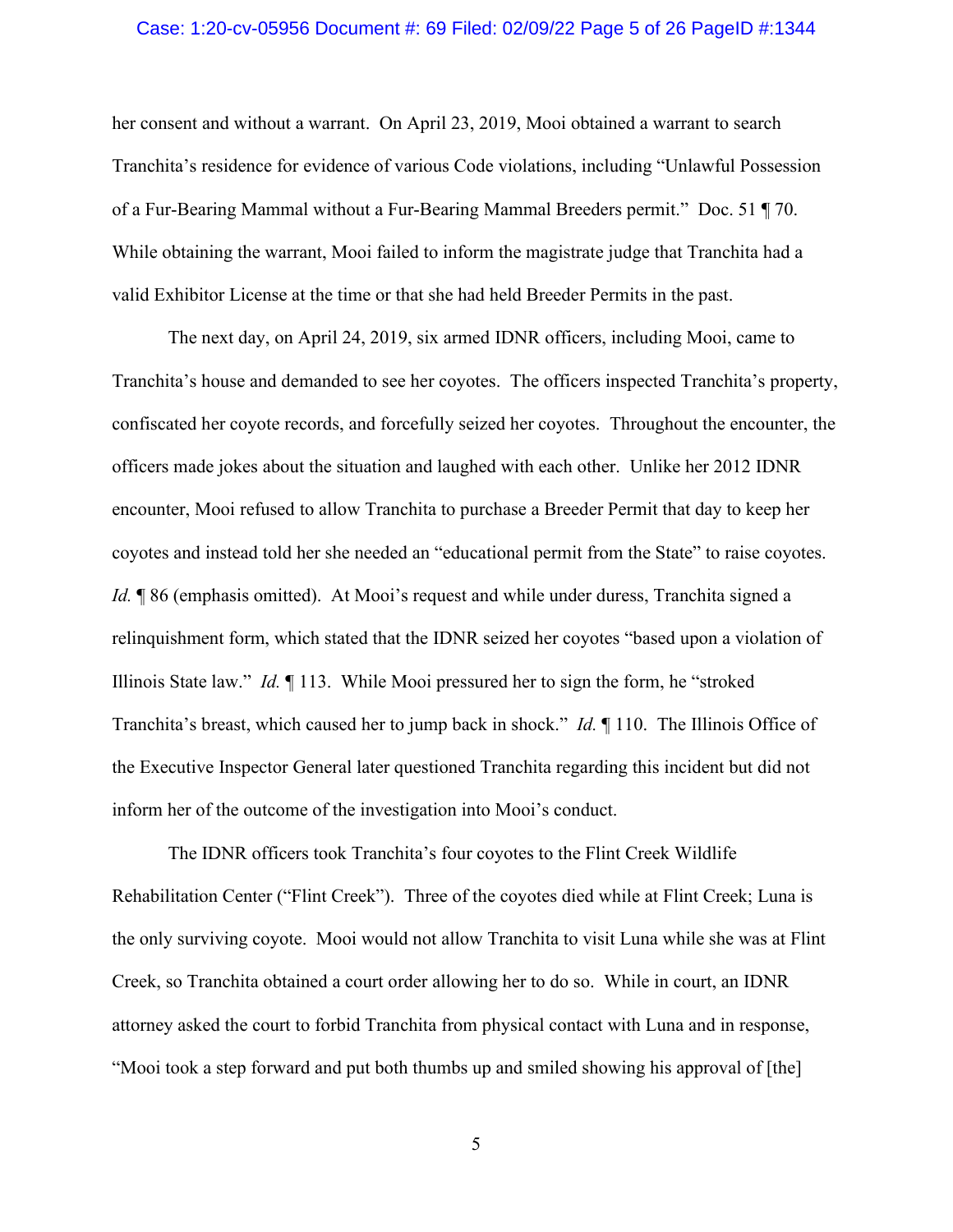her consent and without a warrant. On April 23, 2019, Mooi obtained a warrant to search Tranchita's residence for evidence of various Code violations, including "Unlawful Possession of a Fur-Bearing Mammal without a Fur-Bearing Mammal Breeders permit." Doc. 51 ¶ 70. While obtaining the warrant, Mooi failed to inform the magistrate judge that Tranchita had a valid Exhibitor License at the time or that she had held Breeder Permits in the past.

The next day, on April 24, 2019, six armed IDNR officers, including Mooi, came to Tranchita's house and demanded to see her coyotes. The officers inspected Tranchita's property, confiscated her coyote records, and forcefully seized her coyotes. Throughout the encounter, the officers made jokes about the situation and laughed with each other. Unlike her 2012 IDNR encounter, Mooi refused to allow Tranchita to purchase a Breeder Permit that day to keep her coyotes and instead told her she needed an "educational permit from the State" to raise coyotes. *Id.* ¶ 86 (emphasis omitted). At Mooi's request and while under duress, Tranchita signed a relinquishment form, which stated that the IDNR seized her coyotes "based upon a violation of Illinois State law." *Id.* ¶ 113. While Mooi pressured her to sign the form, he "stroked Tranchita's breast, which caused her to jump back in shock." *Id.* ¶ 110. The Illinois Office of the Executive Inspector General later questioned Tranchita regarding this incident but did not inform her of the outcome of the investigation into Mooi's conduct.

The IDNR officers took Tranchita's four coyotes to the Flint Creek Wildlife Rehabilitation Center ("Flint Creek"). Three of the coyotes died while at Flint Creek; Luna is the only surviving coyote. Mooi would not allow Tranchita to visit Luna while she was at Flint Creek, so Tranchita obtained a court order allowing her to do so. While in court, an IDNR attorney asked the court to forbid Tranchita from physical contact with Luna and in response, "Mooi took a step forward and put both thumbs up and smiled showing his approval of [the]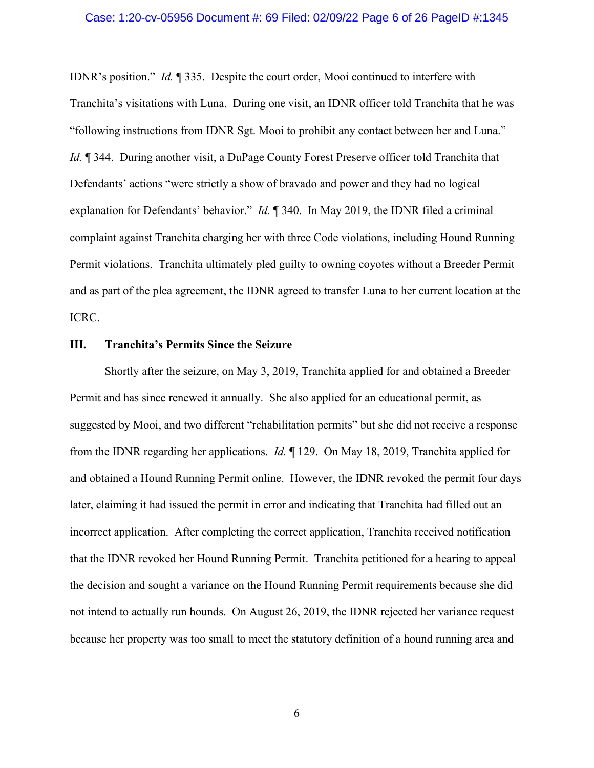IDNR's position." *Id.* ¶ 335. Despite the court order, Mooi continued to interfere with Tranchita's visitations with Luna. During one visit, an IDNR officer told Tranchita that he was "following instructions from IDNR Sgt. Mooi to prohibit any contact between her and Luna." *Id.* ¶ 344. During another visit, a DuPage County Forest Preserve officer told Tranchita that Defendants' actions "were strictly a show of bravado and power and they had no logical explanation for Defendants' behavior." *Id.* ¶ 340. In May 2019, the IDNR filed a criminal complaint against Tranchita charging her with three Code violations, including Hound Running Permit violations. Tranchita ultimately pled guilty to owning coyotes without a Breeder Permit and as part of the plea agreement, the IDNR agreed to transfer Luna to her current location at the ICRC.

### III. Tranchita's Permits Since the Seizure

Shortly after the seizure, on May 3, 2019, Tranchita applied for and obtained a Breeder Permit and has since renewed it annually. She also applied for an educational permit, as suggested by Mooi, and two different "rehabilitation permits" but she did not receive a response from the IDNR regarding her applications. *Id.* ¶ 129. On May 18, 2019, Tranchita applied for and obtained a Hound Running Permit online. However, the IDNR revoked the permit four days later, claiming it had issued the permit in error and indicating that Tranchita had filled out an incorrect application. After completing the correct application, Tranchita received notification that the IDNR revoked her Hound Running Permit. Tranchita petitioned for a hearing to appeal the decision and sought a variance on the Hound Running Permit requirements because she did not intend to actually run hounds. On August 26, 2019, the IDNR rejected her variance request because her property was too small to meet the statutory definition of a hound running area and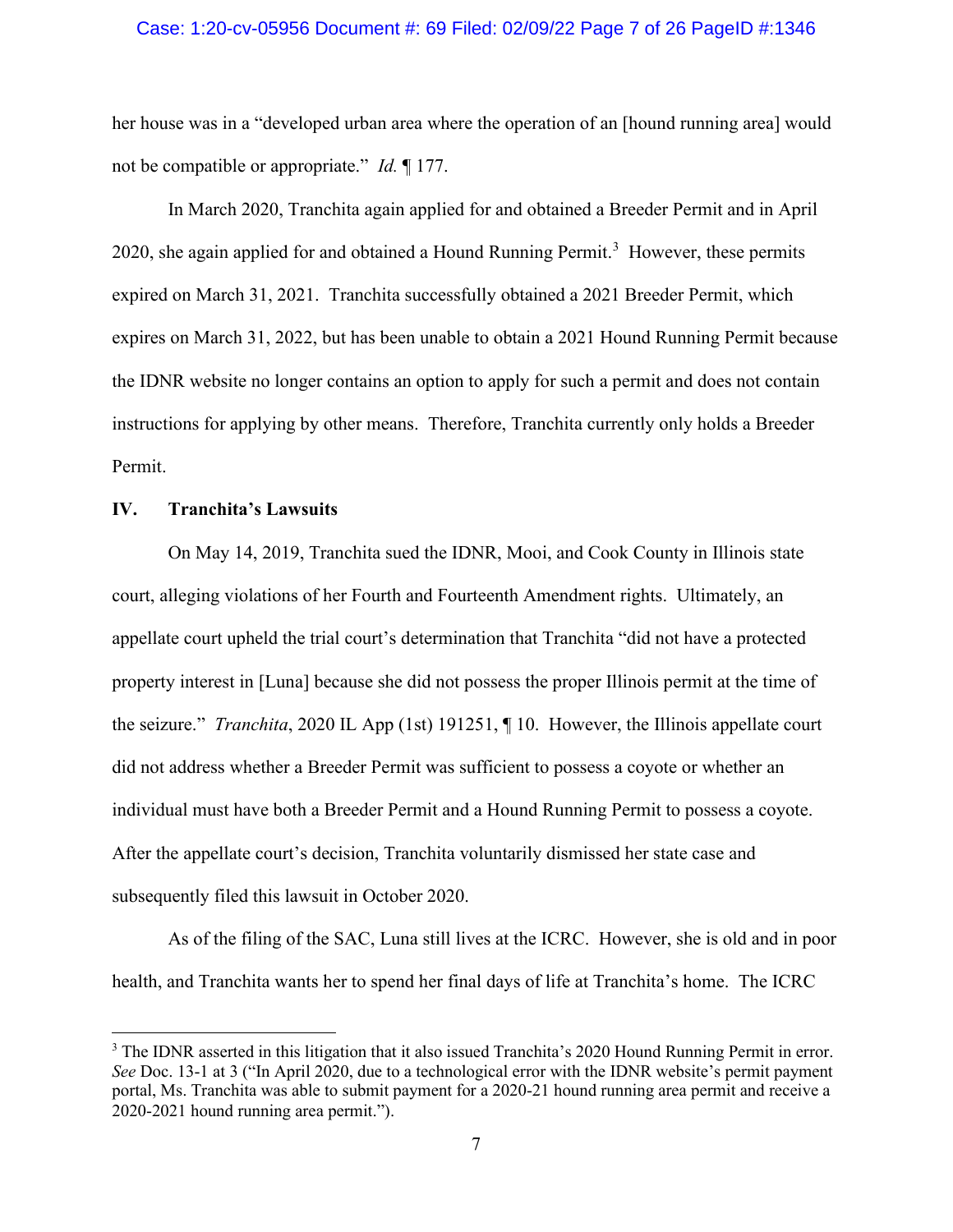her house was in a "developed urban area where the operation of an [hound running area] would not be compatible or appropriate." *Id.* ¶ 177.

In March 2020, Tranchita again applied for and obtained a Breeder Permit and in April 2020, she again applied for and obtained a Hound Running Permit.[3] However, these permits expired on March 31, 2021. Tranchita successfully obtained a 2021 Breeder Permit, which expires on March 31, 2022, but has been unable to obtain a 2021 Hound Running Permit because the IDNR website no longer contains an option to apply for such a permit and does not contain instructions for applying by other means. Therefore, Tranchita currently only holds a Breeder Permit.

## IV. Tranchita's Lawsuits

On May 14, 2019, Tranchita sued the IDNR, Mooi, and Cook County in Illinois state court, alleging violations of her Fourth and Fourteenth Amendment rights. Ultimately, an appellate court upheld the trial court's determination that Tranchita "did not have a protected property interest in [Luna] because she did not possess the proper Illinois permit at the time of the seizure." *Tranchita*, 2020 IL App (1st) 191251, ¶ 10. However, the Illinois appellate court did not address whether a Breeder Permit was sufficient to possess a coyote or whether an individual must have both a Breeder Permit and a Hound Running Permit to possess a coyote. After the appellate court's decision, Tranchita voluntarily dismissed her state case and subsequently filed this lawsuit in October 2020.

As of the filing of the SAC, Luna still lives at the ICRC. However, she is old and in poor health, and Tranchita wants her to spend her final days of life at Tranchita's home. The ICRC

---

[3] The IDNR asserted in this litigation that it also issued Tranchita's 2020 Hound Running Permit in error. *See* Doc. 13-1 at 3 ("In April 2020, due to a technological error with the IDNR website's permit payment portal, Ms. Tranchita was able to submit payment for a 2020-21 hound running area permit and receive a 2020-2021 hound running area permit.").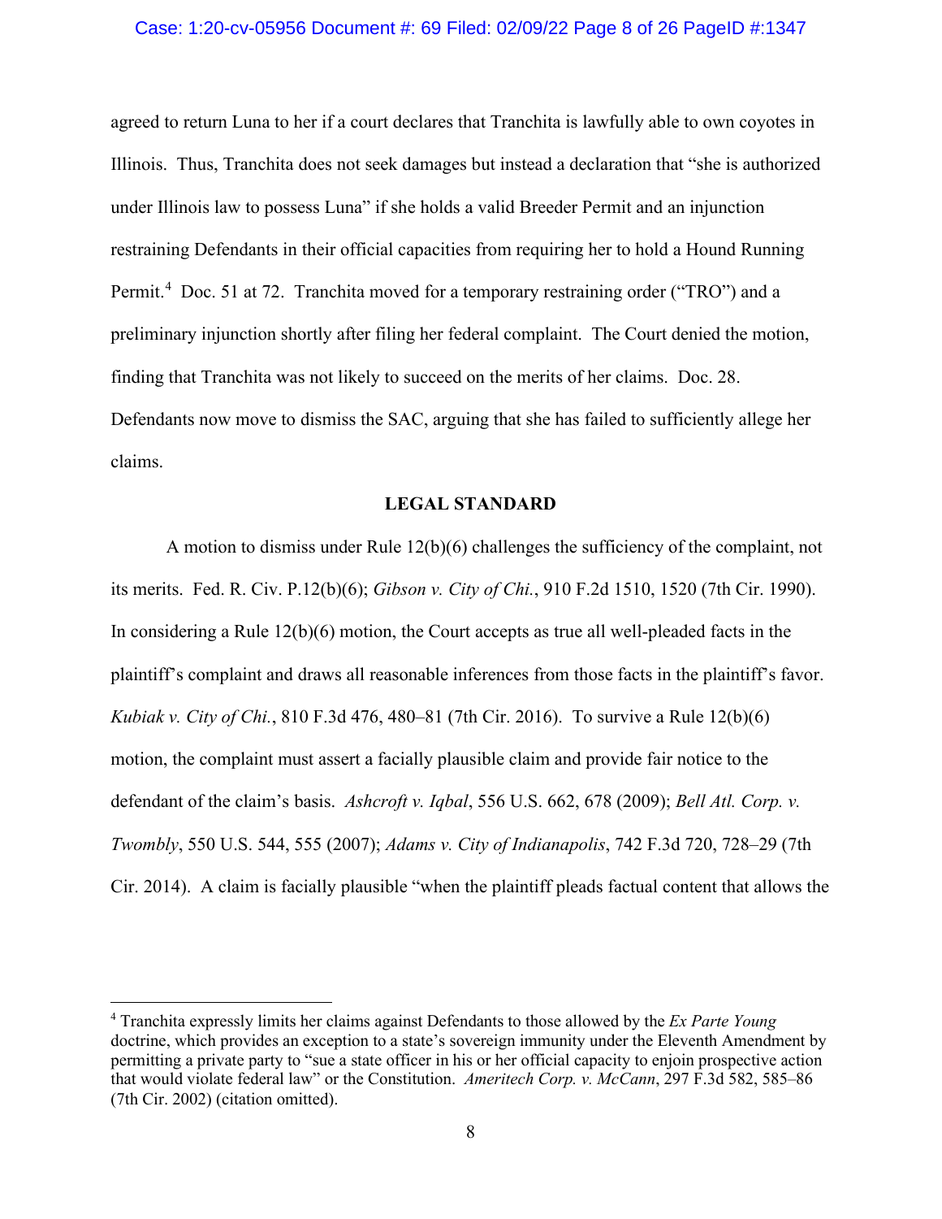agreed to return Luna to her if a court declares that Tranchita is lawfully able to own coyotes in Illinois. Thus, Tranchita does not seek damages but instead a declaration that "she is authorized under Illinois law to possess Luna" if she holds a valid Breeder Permit and an injunction restraining Defendants in their official capacities from requiring her to hold a Hound Running Permit.[4] Doc. 51 at 72. Tranchita moved for a temporary restraining order ("TRO") and a preliminary injunction shortly after filing her federal complaint. The Court denied the motion, finding that Tranchita was not likely to succeed on the merits of her claims. Doc. 28. Defendants now move to dismiss the SAC, arguing that she has failed to sufficiently allege her claims.

## LEGAL STANDARD

A motion to dismiss under Rule 12(b)(6) challenges the sufficiency of the complaint, not its merits. Fed. R. Civ. P.12(b)(6); *Gibson v. City of Chi.*, 910 F.2d 1510, 1520 (7th Cir. 1990). In considering a Rule 12(b)(6) motion, the Court accepts as true all well-pleaded facts in the plaintiff's complaint and draws all reasonable inferences from those facts in the plaintiff's favor. *Kubiak v. City of Chi.*, 810 F.3d 476, 480–81 (7th Cir. 2016). To survive a Rule 12(b)(6) motion, the complaint must assert a facially plausible claim and provide fair notice to the defendant of the claim's basis. *Ashcroft v. Iqbal*, 556 U.S. 662, 678 (2009); *Bell Atl. Corp. v. Twombly*, 550 U.S. 544, 555 (2007); *Adams v. City of Indianapolis*, 742 F.3d 720, 728–29 (7th Cir. 2014). A claim is facially plausible "when the plaintiff pleads factual content that allows the

---

[4] Tranchita expressly limits her claims against Defendants to those allowed by the *Ex Parte Young* doctrine, which provides an exception to a state's sovereign immunity under the Eleventh Amendment by permitting a private party to "sue a state officer in his or her official capacity to enjoin prospective action that would violate federal law" or the Constitution. *Ameritech Corp. v. McCann*, 297 F.3d 582, 585–86 (7th Cir. 2002) (citation omitted).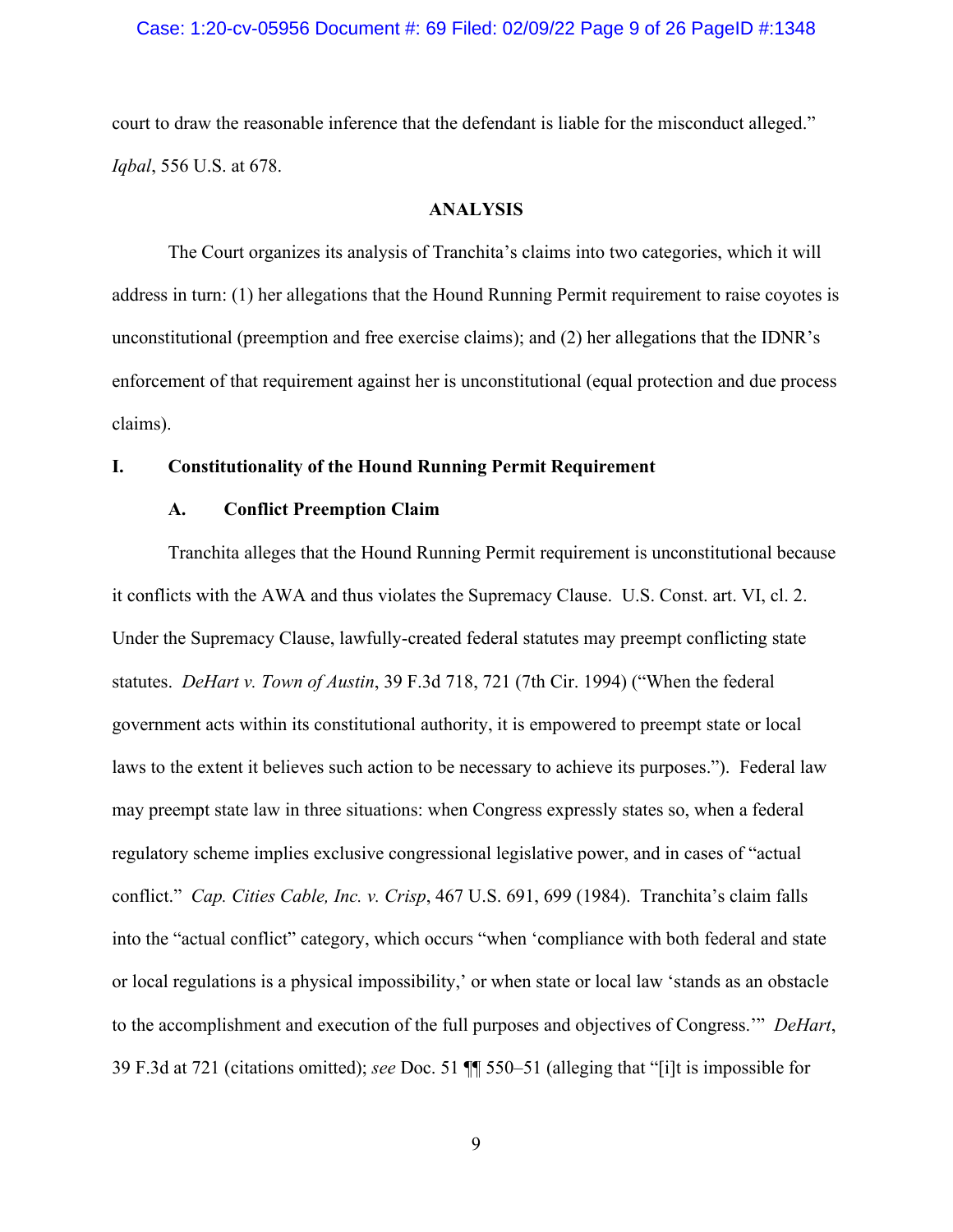court to draw the reasonable inference that the defendant is liable for the misconduct alleged." *Iqbal*, 556 U.S. at 678.

## ANALYSIS

The Court organizes its analysis of Tranchita's claims into two categories, which it will address in turn: (1) her allegations that the Hound Running Permit requirement to raise coyotes is unconstitutional (preemption and free exercise claims); and (2) her allegations that the IDNR's enforcement of that requirement against her is unconstitutional (equal protection and due process claims).

### I. Constitutionality of the Hound Running Permit Requirement

#### A. Conflict Preemption Claim

Tranchita alleges that the Hound Running Permit requirement is unconstitutional because it conflicts with the AWA and thus violates the Supremacy Clause. U.S. Const. art. VI, cl. 2. Under the Supremacy Clause, lawfully-created federal statutes may preempt conflicting state statutes. *DeHart v. Town of Austin*, 39 F.3d 718, 721 (7th Cir. 1994) ("When the federal government acts within its constitutional authority, it is empowered to preempt state or local laws to the extent it believes such action to be necessary to achieve its purposes."). Federal law may preempt state law in three situations: when Congress expressly states so, when a federal regulatory scheme implies exclusive congressional legislative power, and in cases of "actual conflict." *Cap. Cities Cable, Inc. v. Crisp*, 467 U.S. 691, 699 (1984). Tranchita's claim falls into the "actual conflict" category, which occurs "when 'compliance with both federal and state or local regulations is a physical impossibility,' or when state or local law 'stands as an obstacle to the accomplishment and execution of the full purposes and objectives of Congress.'" *DeHart*, 39 F.3d at 721 (citations omitted); *see* Doc. 51 ¶¶ 550–51 (alleging that "[i]t is impossible for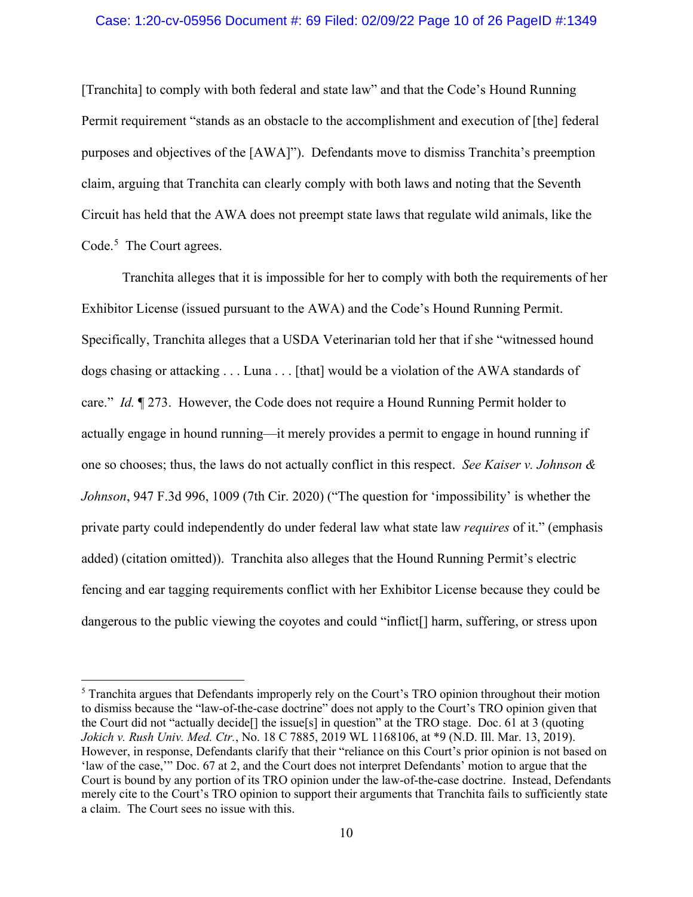[Tranchita] to comply with both federal and state law" and that the Code's Hound Running Permit requirement "stands as an obstacle to the accomplishment and execution of [the] federal purposes and objectives of the [AWA]"). Defendants move to dismiss Tranchita's preemption claim, arguing that Tranchita can clearly comply with both laws and noting that the Seventh Circuit has held that the AWA does not preempt state laws that regulate wild animals, like the Code.[5] The Court agrees.

Tranchita alleges that it is impossible for her to comply with both the requirements of her Exhibitor License (issued pursuant to the AWA) and the Code's Hound Running Permit. Specifically, Tranchita alleges that a USDA Veterinarian told her that if she "witnessed hound dogs chasing or attacking . . . Luna . . . [that] would be a violation of the AWA standards of care." *Id.* ¶ 273. However, the Code does not require a Hound Running Permit holder to actually engage in hound running—it merely provides a permit to engage in hound running if one so chooses; thus, the laws do not actually conflict in this respect. *See Kaiser v. Johnson & Johnson*, 947 F.3d 996, 1009 (7th Cir. 2020) ("The question for 'impossibility' is whether the private party could independently do under federal law what state law *requires* of it." (emphasis added) (citation omitted)). Tranchita also alleges that the Hound Running Permit's electric fencing and ear tagging requirements conflict with her Exhibitor License because they could be dangerous to the public viewing the coyotes and could "inflict[] harm, suffering, or stress upon

---

[5] Tranchita argues that Defendants improperly rely on the Court's TRO opinion throughout their motion to dismiss because the "law-of-the-case doctrine" does not apply to the Court's TRO opinion given that the Court did not "actually decide[] the issue[s] in question" at the TRO stage. Doc. 61 at 3 (quoting *Jokich v. Rush Univ. Med. Ctr.*, No. 18 C 7885, 2019 WL 1168106, at *9 (N.D. Ill. Mar. 13, 2019). However, in response, Defendants clarify that their "reliance on this Court's prior opinion is not based on 'law of the case,'" Doc. 67 at 2, and the Court does not interpret Defendants' motion to argue that the Court is bound by any portion of its TRO opinion under the law-of-the-case doctrine. Instead, Defendants merely cite to the Court's TRO opinion to support their arguments that Tranchita fails to sufficiently state a claim. The Court sees no issue with this.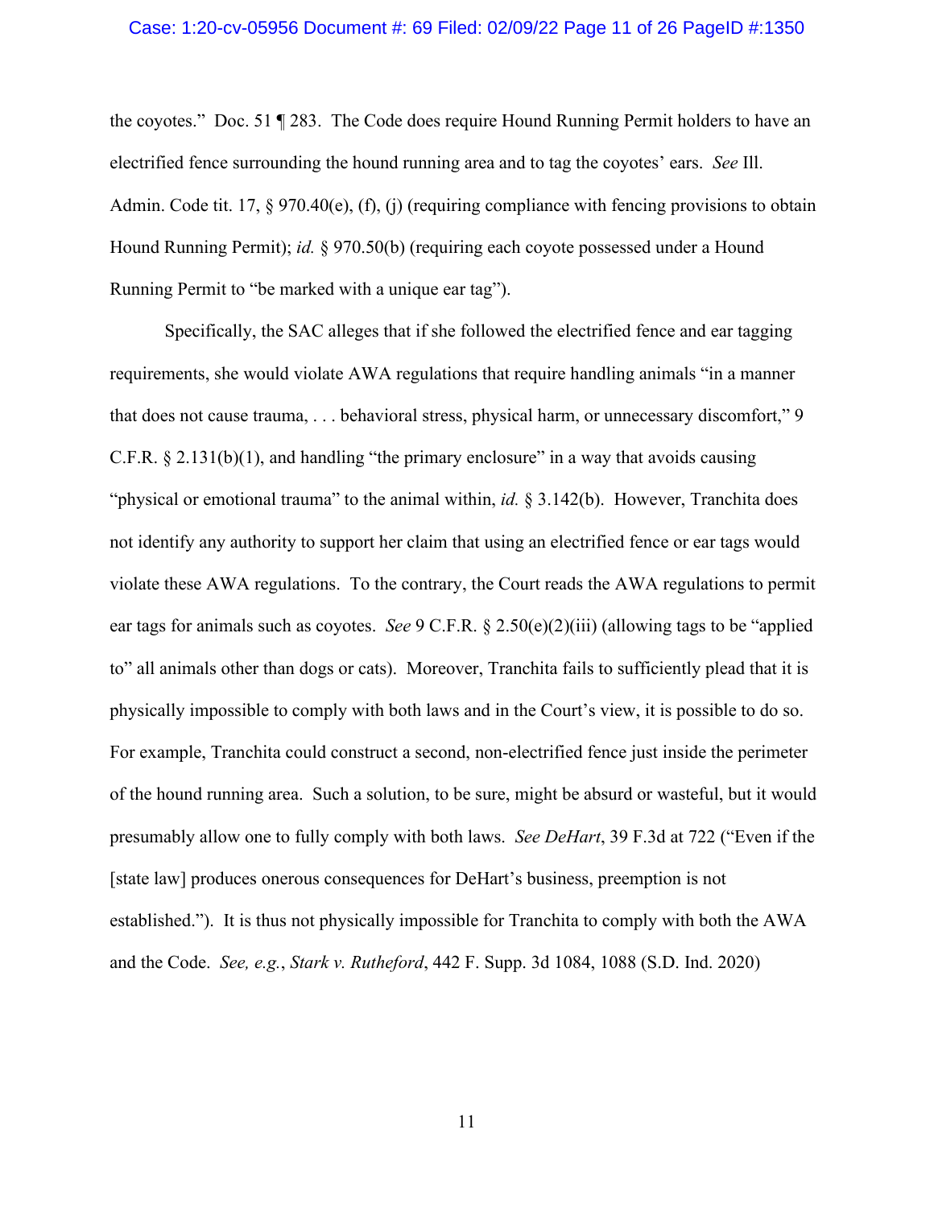the coyotes." Doc. 51 ¶ 283. The Code does require Hound Running Permit holders to have an electrified fence surrounding the hound running area and to tag the coyotes' ears. *See* Ill. Admin. Code tit. 17, § 970.40(e), (f), (j) (requiring compliance with fencing provisions to obtain Hound Running Permit); *id.* § 970.50(b) (requiring each coyote possessed under a Hound Running Permit to "be marked with a unique ear tag").

Specifically, the SAC alleges that if she followed the electrified fence and ear tagging requirements, she would violate AWA regulations that require handling animals "in a manner that does not cause trauma, . . . behavioral stress, physical harm, or unnecessary discomfort," 9 C.F.R. § 2.131(b)(1), and handling "the primary enclosure" in a way that avoids causing "physical or emotional trauma" to the animal within, *id.* § 3.142(b). However, Tranchita does not identify any authority to support her claim that using an electrified fence or ear tags would violate these AWA regulations. To the contrary, the Court reads the AWA regulations to permit ear tags for animals such as coyotes. *See* 9 C.F.R. § 2.50(e)(2)(iii) (allowing tags to be "applied to" all animals other than dogs or cats). Moreover, Tranchita fails to sufficiently plead that it is physically impossible to comply with both laws and in the Court's view, it is possible to do so. For example, Tranchita could construct a second, non-electrified fence just inside the perimeter of the hound running area. Such a solution, to be sure, might be absurd or wasteful, but it would presumably allow one to fully comply with both laws. *See DeHart*, 39 F.3d at 722 ("Even if the [state law] produces onerous consequences for DeHart's business, preemption is not established."). It is thus not physically impossible for Tranchita to comply with both the AWA and the Code. *See, e.g.*, *Stark v. Rutheford*, 442 F. Supp. 3d 1084, 1088 (S.D. Ind. 2020)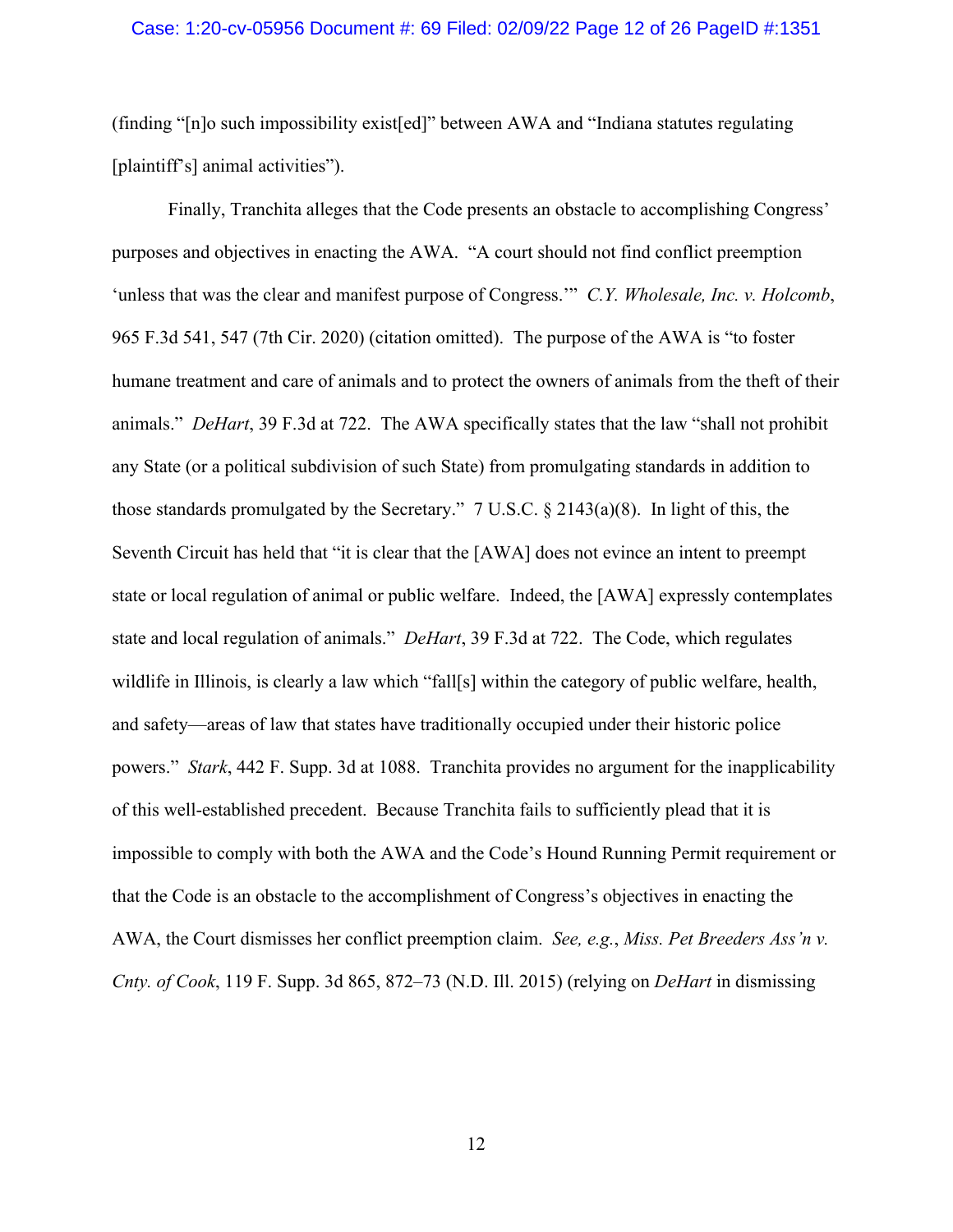(finding "[n]o such impossibility exist[ed]" between AWA and "Indiana statutes regulating [plaintiff's] animal activities").

Finally, Tranchita alleges that the Code presents an obstacle to accomplishing Congress' purposes and objectives in enacting the AWA. "A court should not find conflict preemption 'unless that was the clear and manifest purpose of Congress.'" *C.Y. Wholesale, Inc. v. Holcomb*, 965 F.3d 541, 547 (7th Cir. 2020) (citation omitted). The purpose of the AWA is "to foster humane treatment and care of animals and to protect the owners of animals from the theft of their animals." *DeHart*, 39 F.3d at 722. The AWA specifically states that the law "shall not prohibit any State (or a political subdivision of such State) from promulgating standards in addition to those standards promulgated by the Secretary." 7 U.S.C. § 2143(a)(8). In light of this, the Seventh Circuit has held that "it is clear that the [AWA] does not evince an intent to preempt state or local regulation of animal or public welfare. Indeed, the [AWA] expressly contemplates state and local regulation of animals." *DeHart*, 39 F.3d at 722. The Code, which regulates wildlife in Illinois, is clearly a law which "fall[s] within the category of public welfare, health, and safety—areas of law that states have traditionally occupied under their historic police powers." *Stark*, 442 F. Supp. 3d at 1088. Tranchita provides no argument for the inapplicability of this well-established precedent. Because Tranchita fails to sufficiently plead that it is impossible to comply with both the AWA and the Code's Hound Running Permit requirement or that the Code is an obstacle to the accomplishment of Congress's objectives in enacting the AWA, the Court dismisses her conflict preemption claim. *See, e.g.*, *Miss. Pet Breeders Ass'n v. Cnty. of Cook*, 119 F. Supp. 3d 865, 872–73 (N.D. Ill. 2015) (relying on *DeHart* in dismissing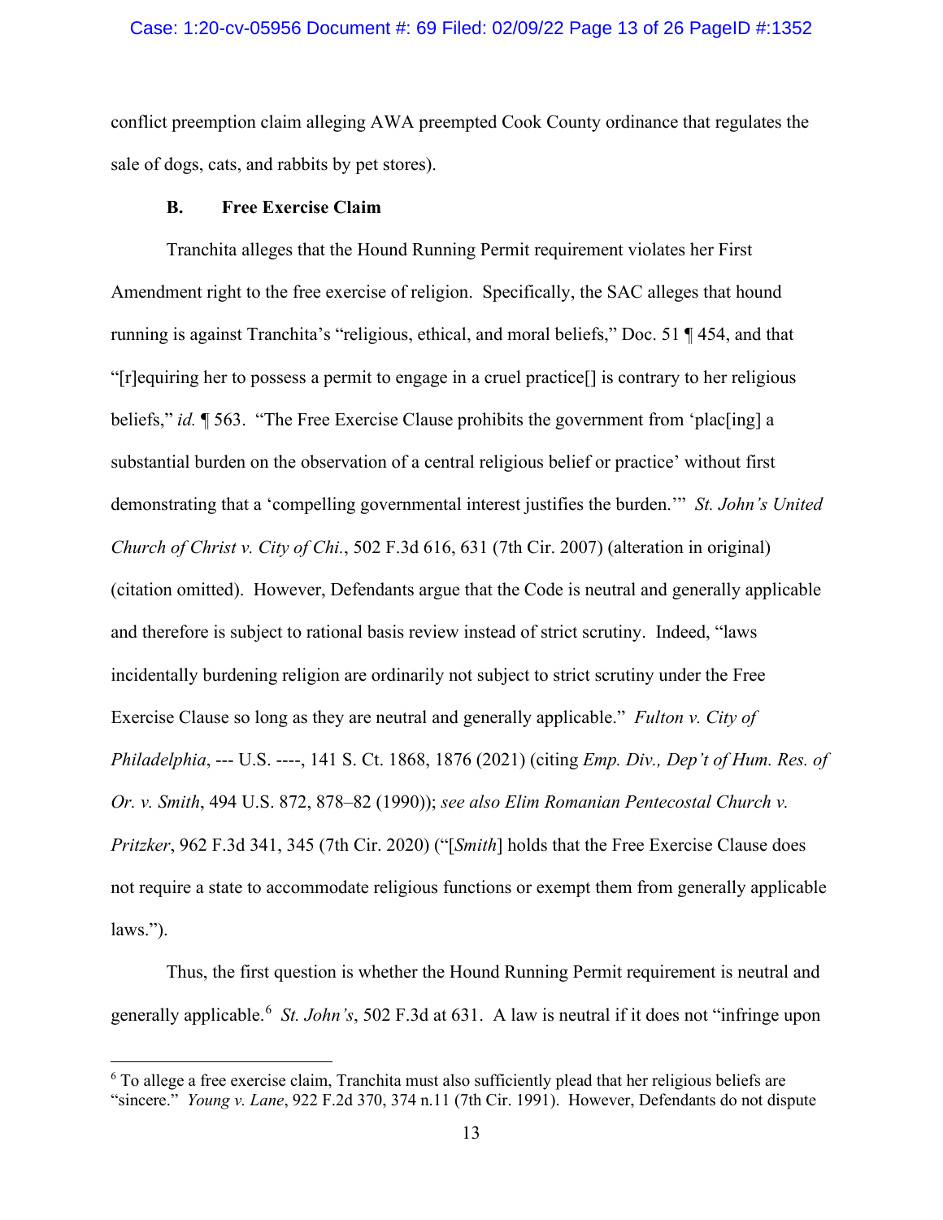conflict preemption claim alleging AWA preempted Cook County ordinance that regulates the sale of dogs, cats, and rabbits by pet stores).

### B. Free Exercise Claim

Tranchita alleges that the Hound Running Permit requirement violates her First Amendment right to the free exercise of religion. Specifically, the SAC alleges that hound running is against Tranchita's "religious, ethical, and moral beliefs," Doc. 51 ¶ 454, and that "[r]equiring her to possess a permit to engage in a cruel practice[] is contrary to her religious beliefs," *id.* ¶ 563. "The Free Exercise Clause prohibits the government from 'plac[ing] a substantial burden on the observation of a central religious belief or practice' without first demonstrating that a 'compelling governmental interest justifies the burden.'" *St. John's United Church of Christ v. City of Chi.*, 502 F.3d 616, 631 (7th Cir. 2007) (alteration in original) (citation omitted). However, Defendants argue that the Code is neutral and generally applicable and therefore is subject to rational basis review instead of strict scrutiny. Indeed, "laws incidentally burdening religion are ordinarily not subject to strict scrutiny under the Free Exercise Clause so long as they are neutral and generally applicable." *Fulton v. City of Philadelphia*, --- U.S. ----, 141 S. Ct. 1868, 1876 (2021) (citing *Emp. Div., Dep't of Hum. Res. of Or. v. Smith*, 494 U.S. 872, 878–82 (1990)); *see also Elim Romanian Pentecostal Church v. Pritzker*, 962 F.3d 341, 345 (7th Cir. 2020) ("[*Smith*] holds that the Free Exercise Clause does not require a state to accommodate religious functions or exempt them from generally applicable laws.").

Thus, the first question is whether the Hound Running Permit requirement is neutral and generally applicable.[6] *St. John's*, 502 F.3d at 631. A law is neutral if it does not "infringe upon

[6] To allege a free exercise claim, Tranchita must also sufficiently plead that her religious beliefs are "sincere." *Young v. Lane*, 922 F.2d 370, 374 n.11 (7th Cir. 1991). However, Defendants do not dispute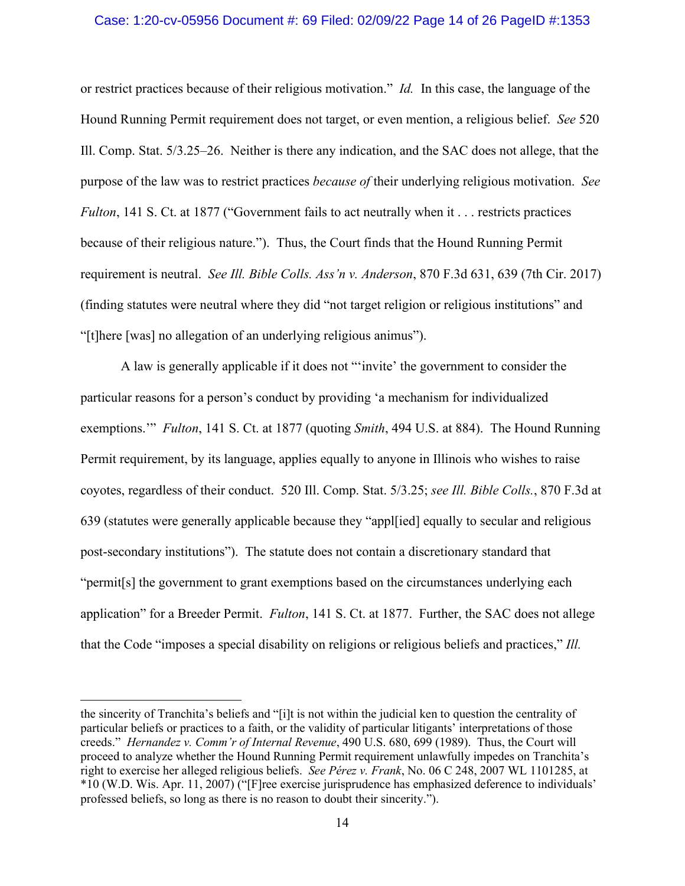or restrict practices because of their religious motivation." *Id.* In this case, the language of the Hound Running Permit requirement does not target, or even mention, a religious belief. *See* 520 Ill. Comp. Stat. 5/3.25–26. Neither is there any indication, and the SAC does not allege, that the purpose of the law was to restrict practices *because of* their underlying religious motivation. *See Fulton*, 141 S. Ct. at 1877 ("Government fails to act neutrally when it . . . restricts practices because of their religious nature."). Thus, the Court finds that the Hound Running Permit requirement is neutral. *See Ill. Bible Colls. Ass'n v. Anderson*, 870 F.3d 631, 639 (7th Cir. 2017) (finding statutes were neutral where they did "not target religion or religious institutions" and "[t]here [was] no allegation of an underlying religious animus").

A law is generally applicable if it does not "'invite' the government to consider the particular reasons for a person's conduct by providing 'a mechanism for individualized exemptions.'" *Fulton*, 141 S. Ct. at 1877 (quoting *Smith*, 494 U.S. at 884). The Hound Running Permit requirement, by its language, applies equally to anyone in Illinois who wishes to raise coyotes, regardless of their conduct. 520 Ill. Comp. Stat. 5/3.25; *see Ill. Bible Colls.*, 870 F.3d at 639 (statutes were generally applicable because they "appl[ied] equally to secular and religious post-secondary institutions"). The statute does not contain a discretionary standard that "permit[s] the government to grant exemptions based on the circumstances underlying each application" for a Breeder Permit. *Fulton*, 141 S. Ct. at 1877. Further, the SAC does not allege that the Code "imposes a special disability on religions or religious beliefs and practices," *Ill.*

---

the sincerity of Tranchita's beliefs and "[i]t is not within the judicial ken to question the centrality of particular beliefs or practices to a faith, or the validity of particular litigants' interpretations of those creeds." *Hernandez v. Comm'r of Internal Revenue*, 490 U.S. 680, 699 (1989). Thus, the Court will proceed to analyze whether the Hound Running Permit requirement unlawfully impedes on Tranchita's right to exercise her alleged religious beliefs. *See Pérez v. Frank*, No. 06 C 248, 2007 WL 1101285, at *10 (W.D. Wis. Apr. 11, 2007) ("[F]ree exercise jurisprudence has emphasized deference to individuals' professed beliefs, so long as there is no reason to doubt their sincerity.").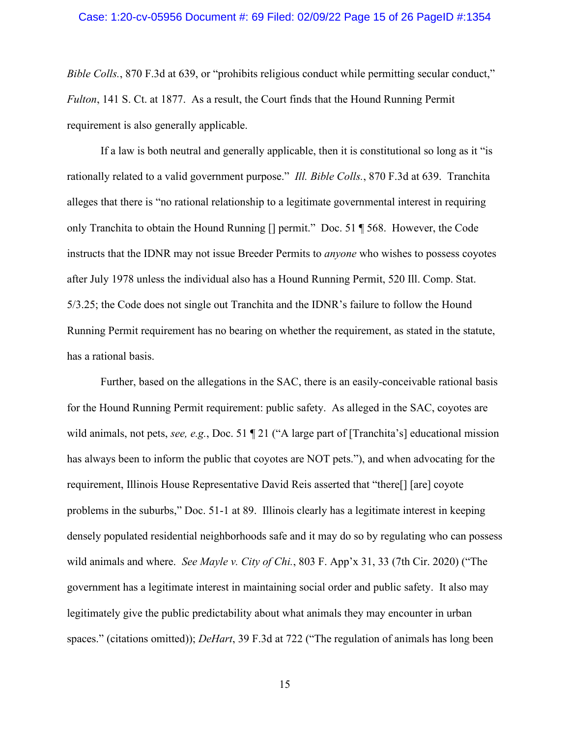*Bible Colls.*, 870 F.3d at 639, or "prohibits religious conduct while permitting secular conduct," *Fulton*, 141 S. Ct. at 1877. As a result, the Court finds that the Hound Running Permit requirement is also generally applicable.

If a law is both neutral and generally applicable, then it is constitutional so long as it "is rationally related to a valid government purpose." *Ill. Bible Colls.*, 870 F.3d at 639. Tranchita alleges that there is "no rational relationship to a legitimate governmental interest in requiring only Tranchita to obtain the Hound Running [] permit." Doc. 51 ¶ 568. However, the Code instructs that the IDNR may not issue Breeder Permits to *anyone* who wishes to possess coyotes after July 1978 unless the individual also has a Hound Running Permit, 520 Ill. Comp. Stat. 5/3.25; the Code does not single out Tranchita and the IDNR's failure to follow the Hound Running Permit requirement has no bearing on whether the requirement, as stated in the statute, has a rational basis.

Further, based on the allegations in the SAC, there is an easily-conceivable rational basis for the Hound Running Permit requirement: public safety. As alleged in the SAC, coyotes are wild animals, not pets, *see, e.g.*, Doc. 51 ¶ 21 ("A large part of [Tranchita's] educational mission has always been to inform the public that coyotes are NOT pets."), and when advocating for the requirement, Illinois House Representative David Reis asserted that "there[] [are] coyote problems in the suburbs," Doc. 51-1 at 89. Illinois clearly has a legitimate interest in keeping densely populated residential neighborhoods safe and it may do so by regulating who can possess wild animals and where. *See Mayle v. City of Chi.*, 803 F. App'x 31, 33 (7th Cir. 2020) ("The government has a legitimate interest in maintaining social order and public safety. It also may legitimately give the public predictability about what animals they may encounter in urban spaces." (citations omitted)); *DeHart*, 39 F.3d at 722 ("The regulation of animals has long been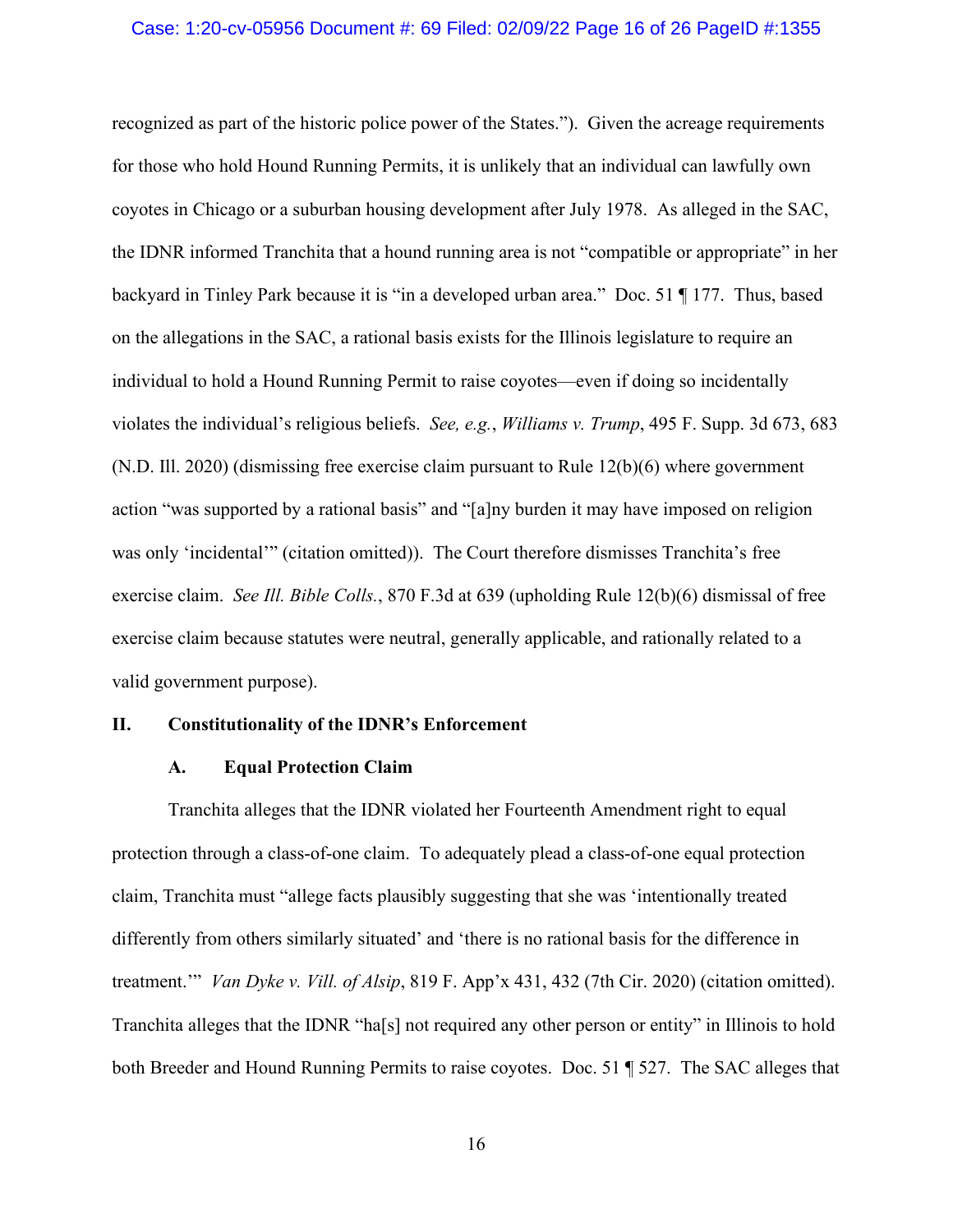recognized as part of the historic police power of the States."). Given the acreage requirements for those who hold Hound Running Permits, it is unlikely that an individual can lawfully own coyotes in Chicago or a suburban housing development after July 1978. As alleged in the SAC, the IDNR informed Tranchita that a hound running area is not "compatible or appropriate" in her backyard in Tinley Park because it is "in a developed urban area." Doc. 51 ¶ 177. Thus, based on the allegations in the SAC, a rational basis exists for the Illinois legislature to require an individual to hold a Hound Running Permit to raise coyotes—even if doing so incidentally violates the individual's religious beliefs. *See, e.g.*, *Williams v. Trump*, 495 F. Supp. 3d 673, 683 (N.D. Ill. 2020) (dismissing free exercise claim pursuant to Rule 12(b)(6) where government action "was supported by a rational basis" and "[a]ny burden it may have imposed on religion was only 'incidental'" (citation omitted)). The Court therefore dismisses Tranchita's free exercise claim. *See Ill. Bible Colls.*, 870 F.3d at 639 (upholding Rule 12(b)(6) dismissal of free exercise claim because statutes were neutral, generally applicable, and rationally related to a valid government purpose).

## II. Constitutionality of the IDNR's Enforcement

### A. Equal Protection Claim

Tranchita alleges that the IDNR violated her Fourteenth Amendment right to equal protection through a class-of-one claim. To adequately plead a class-of-one equal protection claim, Tranchita must "allege facts plausibly suggesting that she was 'intentionally treated differently from others similarly situated' and 'there is no rational basis for the difference in treatment.'" *Van Dyke v. Vill. of Alsip*, 819 F. App'x 431, 432 (7th Cir. 2020) (citation omitted). Tranchita alleges that the IDNR "ha[s] not required any other person or entity" in Illinois to hold both Breeder and Hound Running Permits to raise coyotes. Doc. 51 ¶ 527. The SAC alleges that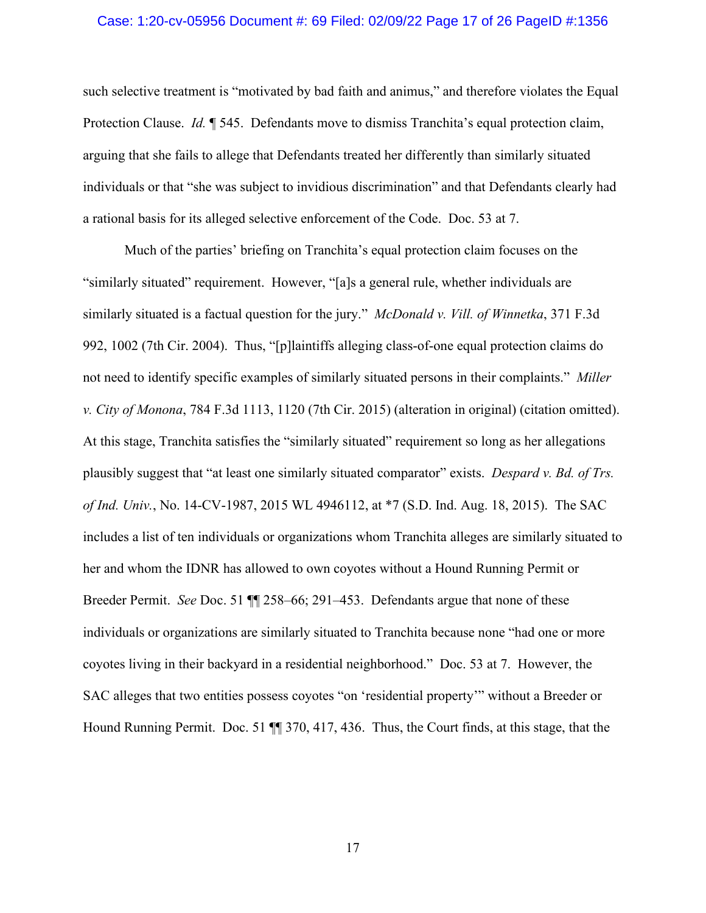such selective treatment is "motivated by bad faith and animus," and therefore violates the Equal Protection Clause. *Id.* ¶ 545. Defendants move to dismiss Tranchita's equal protection claim, arguing that she fails to allege that Defendants treated her differently than similarly situated individuals or that "she was subject to invidious discrimination" and that Defendants clearly had a rational basis for its alleged selective enforcement of the Code. Doc. 53 at 7.

Much of the parties' briefing on Tranchita's equal protection claim focuses on the "similarly situated" requirement. However, "[a]s a general rule, whether individuals are similarly situated is a factual question for the jury." *McDonald v. Vill. of Winnetka*, 371 F.3d 992, 1002 (7th Cir. 2004). Thus, "[p]laintiffs alleging class-of-one equal protection claims do not need to identify specific examples of similarly situated persons in their complaints." *Miller v. City of Monona*, 784 F.3d 1113, 1120 (7th Cir. 2015) (alteration in original) (citation omitted). At this stage, Tranchita satisfies the "similarly situated" requirement so long as her allegations plausibly suggest that "at least one similarly situated comparator" exists. *Despard v. Bd. of Trs. of Ind. Univ.*, No. 14-CV-1987, 2015 WL 4946112, at *7 (S.D. Ind. Aug. 18, 2015). The SAC includes a list of ten individuals or organizations whom Tranchita alleges are similarly situated to her and whom the IDNR has allowed to own coyotes without a Hound Running Permit or Breeder Permit. *See* Doc. 51 ¶¶ 258–66; 291–453. Defendants argue that none of these individuals or organizations are similarly situated to Tranchita because none "had one or more coyotes living in their backyard in a residential neighborhood." Doc. 53 at 7. However, the SAC alleges that two entities possess coyotes "on 'residential property'" without a Breeder or Hound Running Permit. Doc. 51 ¶¶ 370, 417, 436. Thus, the Court finds, at this stage, that the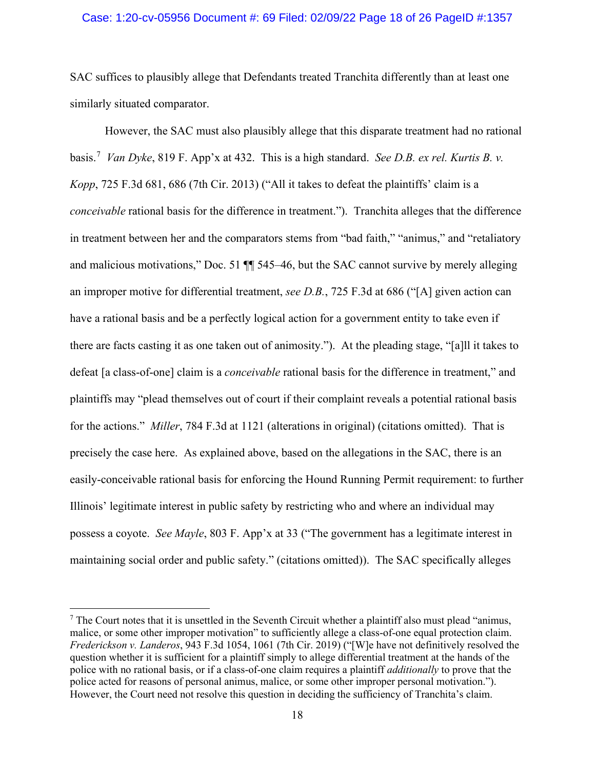SAC suffices to plausibly allege that Defendants treated Tranchita differently than at least one similarly situated comparator.

However, the SAC must also plausibly allege that this disparate treatment had no rational basis.[7] *Van Dyke*, 819 F. App'x at 432. This is a high standard. *See D.B. ex rel. Kurtis B. v. Kopp*, 725 F.3d 681, 686 (7th Cir. 2013) ("All it takes to defeat the plaintiffs' claim is a *conceivable* rational basis for the difference in treatment."). Tranchita alleges that the difference in treatment between her and the comparators stems from "bad faith," "animus," and "retaliatory and malicious motivations," Doc. 51 ¶¶ 545–46, but the SAC cannot survive by merely alleging an improper motive for differential treatment, *see D.B.*, 725 F.3d at 686 ("[A] given action can have a rational basis and be a perfectly logical action for a government entity to take even if there are facts casting it as one taken out of animosity."). At the pleading stage, "[a]ll it takes to defeat [a class-of-one] claim is a *conceivable* rational basis for the difference in treatment," and plaintiffs may "plead themselves out of court if their complaint reveals a potential rational basis for the actions." *Miller*, 784 F.3d at 1121 (alterations in original) (citations omitted). That is precisely the case here. As explained above, based on the allegations in the SAC, there is an easily-conceivable rational basis for enforcing the Hound Running Permit requirement: to further Illinois' legitimate interest in public safety by restricting who and where an individual may possess a coyote. *See Mayle*, 803 F. App'x at 33 ("The government has a legitimate interest in maintaining social order and public safety." (citations omitted)). The SAC specifically alleges

---

[7] The Court notes that it is unsettled in the Seventh Circuit whether a plaintiff also must plead "animus, malice, or some other improper motivation" to sufficiently allege a class-of-one equal protection claim. *Frederickson v. Landeros*, 943 F.3d 1054, 1061 (7th Cir. 2019) ("[W]e have not definitively resolved the question whether it is sufficient for a plaintiff simply to allege differential treatment at the hands of the police with no rational basis, or if a class-of-one claim requires a plaintiff *additionally* to prove that the police acted for reasons of personal animus, malice, or some other improper personal motivation."). However, the Court need not resolve this question in deciding the sufficiency of Tranchita's claim.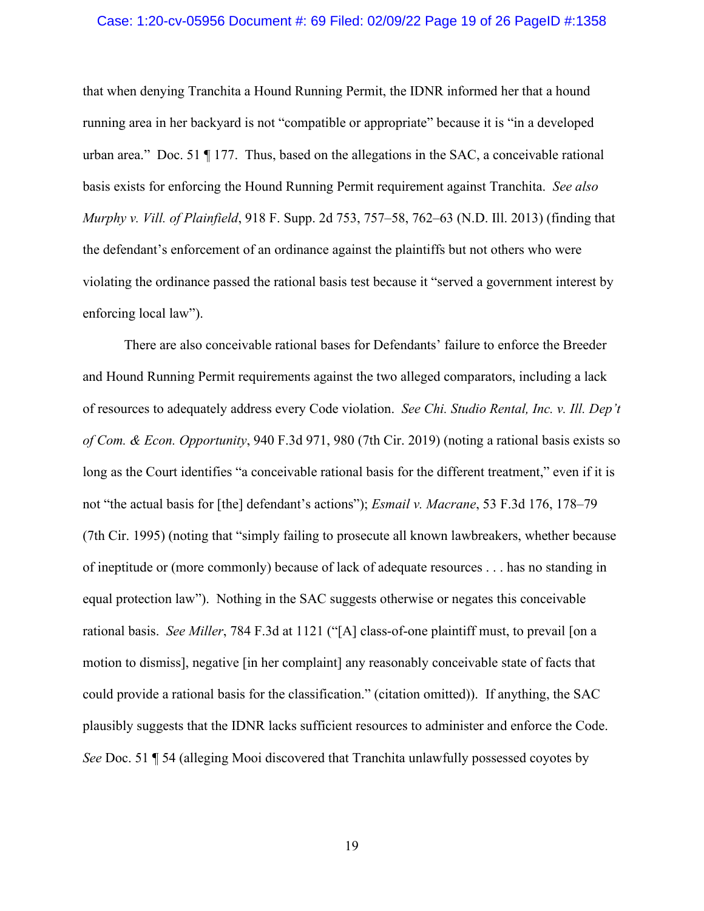that when denying Tranchita a Hound Running Permit, the IDNR informed her that a hound running area in her backyard is not "compatible or appropriate" because it is "in a developed urban area." Doc. 51 ¶ 177. Thus, based on the allegations in the SAC, a conceivable rational basis exists for enforcing the Hound Running Permit requirement against Tranchita. *See also Murphy v. Vill. of Plainfield*, 918 F. Supp. 2d 753, 757–58, 762–63 (N.D. Ill. 2013) (finding that the defendant's enforcement of an ordinance against the plaintiffs but not others who were violating the ordinance passed the rational basis test because it "served a government interest by enforcing local law").

There are also conceivable rational bases for Defendants' failure to enforce the Breeder and Hound Running Permit requirements against the two alleged comparators, including a lack of resources to adequately address every Code violation. *See Chi. Studio Rental, Inc. v. Ill. Dep't of Com. & Econ. Opportunity*, 940 F.3d 971, 980 (7th Cir. 2019) (noting a rational basis exists so long as the Court identifies "a conceivable rational basis for the different treatment," even if it is not "the actual basis for [the] defendant's actions"); *Esmail v. Macrane*, 53 F.3d 176, 178–79 (7th Cir. 1995) (noting that "simply failing to prosecute all known lawbreakers, whether because of ineptitude or (more commonly) because of lack of adequate resources . . . has no standing in equal protection law"). Nothing in the SAC suggests otherwise or negates this conceivable rational basis. *See Miller*, 784 F.3d at 1121 ("[A] class-of-one plaintiff must, to prevail [on a motion to dismiss], negative [in her complaint] any reasonably conceivable state of facts that could provide a rational basis for the classification." (citation omitted)). If anything, the SAC plausibly suggests that the IDNR lacks sufficient resources to administer and enforce the Code. *See* Doc. 51 ¶ 54 (alleging Mooi discovered that Tranchita unlawfully possessed coyotes by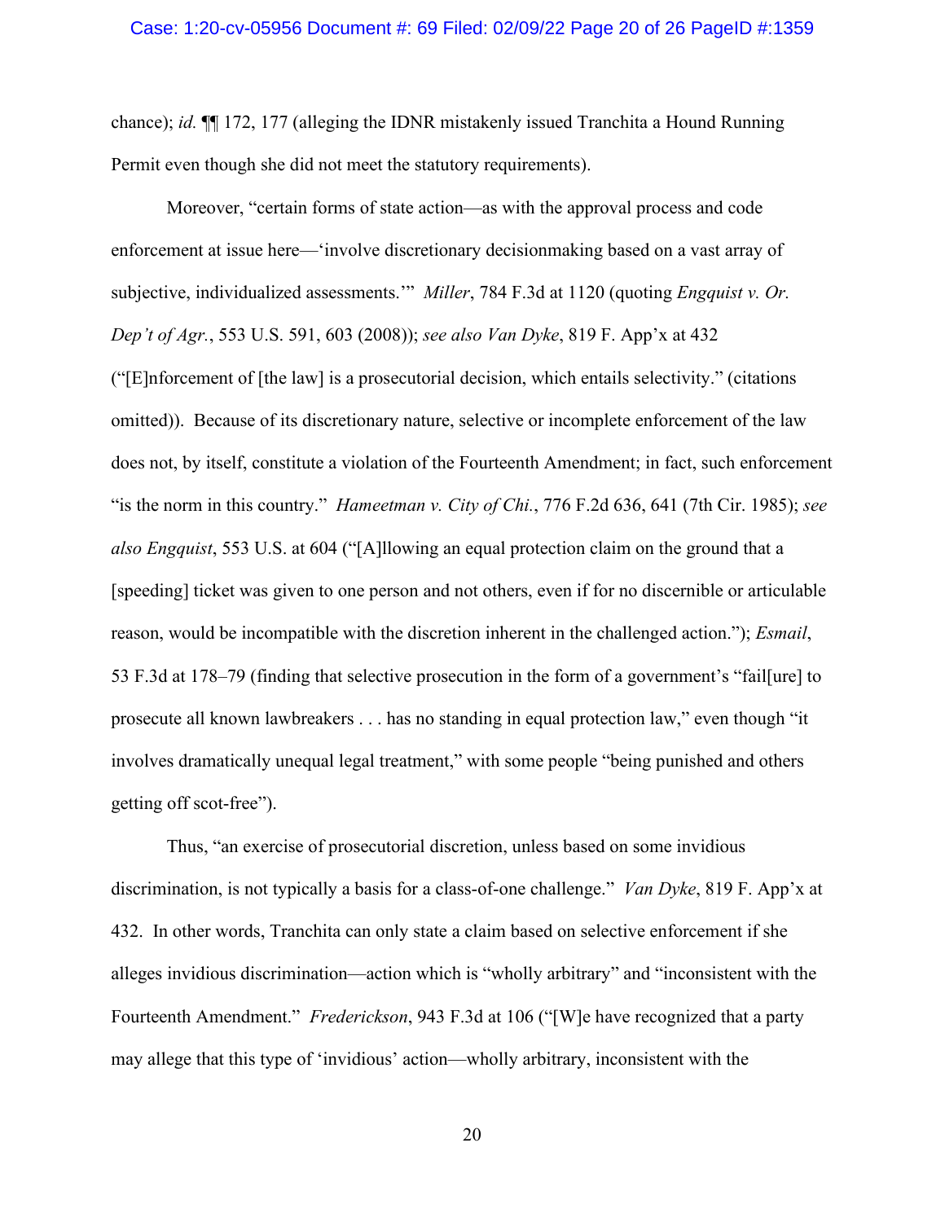chance); *id.* ¶¶ 172, 177 (alleging the IDNR mistakenly issued Tranchita a Hound Running Permit even though she did not meet the statutory requirements).

Moreover, "certain forms of state action—as with the approval process and code enforcement at issue here—'involve discretionary decisionmaking based on a vast array of subjective, individualized assessments.'" *Miller*, 784 F.3d at 1120 (quoting *Engquist v. Or. Dep't of Agr.*, 553 U.S. 591, 603 (2008)); *see also Van Dyke*, 819 F. App'x at 432 ("[E]nforcement of [the law] is a prosecutorial decision, which entails selectivity." (citations omitted)). Because of its discretionary nature, selective or incomplete enforcement of the law does not, by itself, constitute a violation of the Fourteenth Amendment; in fact, such enforcement "is the norm in this country." *Hameetman v. City of Chi.*, 776 F.2d 636, 641 (7th Cir. 1985); *see also Engquist*, 553 U.S. at 604 ("[A]llowing an equal protection claim on the ground that a [speeding] ticket was given to one person and not others, even if for no discernible or articulable reason, would be incompatible with the discretion inherent in the challenged action."); *Esmail*, 53 F.3d at 178–79 (finding that selective prosecution in the form of a government's "fail[ure] to prosecute all known lawbreakers . . . has no standing in equal protection law," even though "it involves dramatically unequal legal treatment," with some people "being punished and others getting off scot-free").

Thus, "an exercise of prosecutorial discretion, unless based on some invidious discrimination, is not typically a basis for a class-of-one challenge." *Van Dyke*, 819 F. App'x at 432. In other words, Tranchita can only state a claim based on selective enforcement if she alleges invidious discrimination—action which is "wholly arbitrary" and "inconsistent with the Fourteenth Amendment." *Frederickson*, 943 F.3d at 106 ("[W]e have recognized that a party may allege that this type of 'invidious' action—wholly arbitrary, inconsistent with the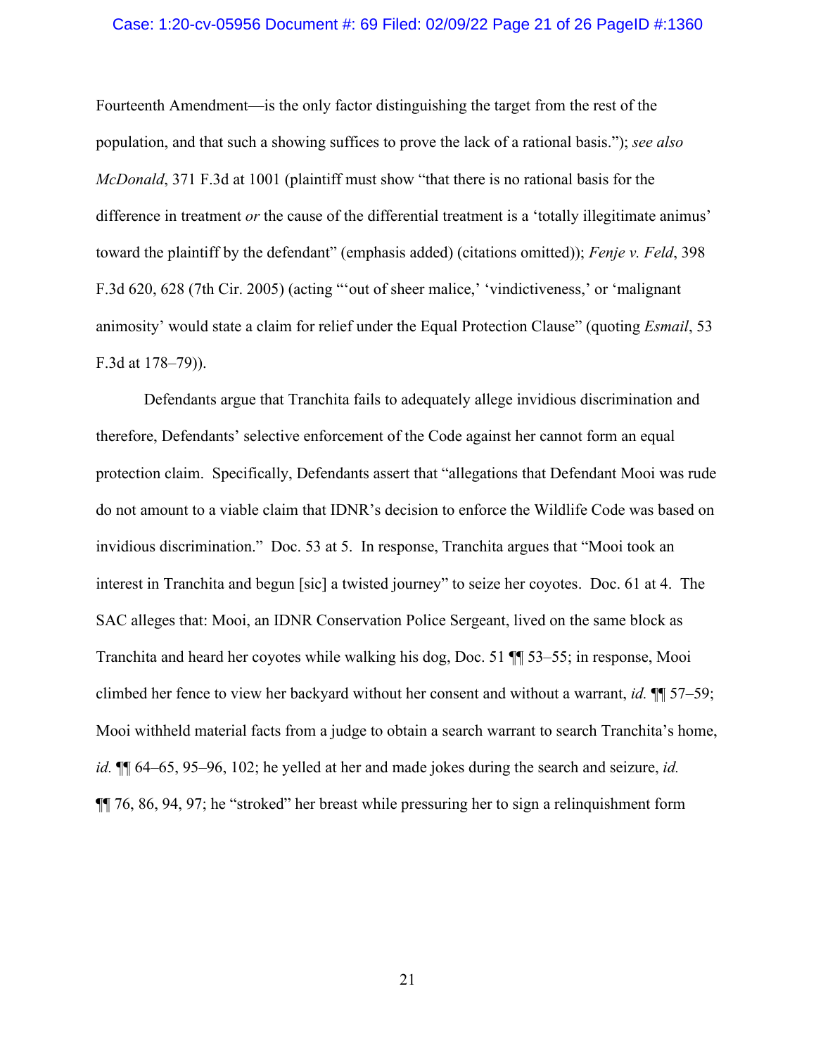Fourteenth Amendment—is the only factor distinguishing the target from the rest of the population, and that such a showing suffices to prove the lack of a rational basis."); *see also McDonald*, 371 F.3d at 1001 (plaintiff must show "that there is no rational basis for the difference in treatment *or* the cause of the differential treatment is a 'totally illegitimate animus' toward the plaintiff by the defendant" (emphasis added) (citations omitted)); *Fenje v. Feld*, 398 F.3d 620, 628 (7th Cir. 2005) (acting "'out of sheer malice,' 'vindictiveness,' or 'malignant animosity' would state a claim for relief under the Equal Protection Clause" (quoting *Esmail*, 53 F.3d at 178–79)).

Defendants argue that Tranchita fails to adequately allege invidious discrimination and therefore, Defendants' selective enforcement of the Code against her cannot form an equal protection claim. Specifically, Defendants assert that "allegations that Defendant Mooi was rude do not amount to a viable claim that IDNR's decision to enforce the Wildlife Code was based on invidious discrimination." Doc. 53 at 5. In response, Tranchita argues that "Mooi took an interest in Tranchita and begun [sic] a twisted journey" to seize her coyotes. Doc. 61 at 4. The SAC alleges that: Mooi, an IDNR Conservation Police Sergeant, lived on the same block as Tranchita and heard her coyotes while walking his dog, Doc. 51 ¶¶ 53–55; in response, Mooi climbed her fence to view her backyard without her consent and without a warrant, *id.* ¶¶ 57–59; Mooi withheld material facts from a judge to obtain a search warrant to search Tranchita's home, *id.* ¶¶ 64–65, 95–96, 102; he yelled at her and made jokes during the search and seizure, *id.* ¶¶ 76, 86, 94, 97; he "stroked" her breast while pressuring her to sign a relinquishment form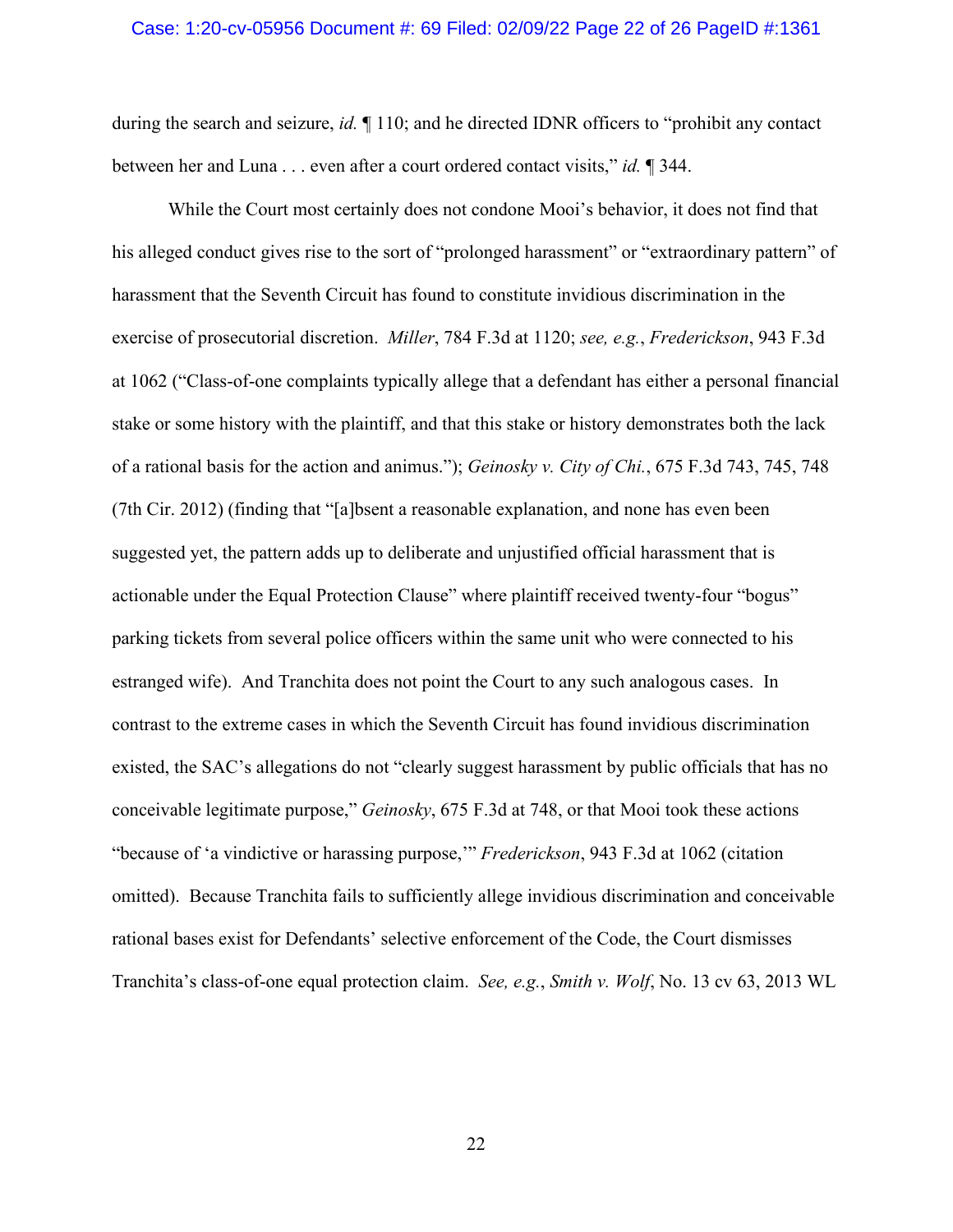during the search and seizure, *id.* ¶ 110; and he directed IDNR officers to "prohibit any contact between her and Luna . . . even after a court ordered contact visits," *id.* ¶ 344.

While the Court most certainly does not condone Mooi's behavior, it does not find that his alleged conduct gives rise to the sort of "prolonged harassment" or "extraordinary pattern" of harassment that the Seventh Circuit has found to constitute invidious discrimination in the exercise of prosecutorial discretion. *Miller*, 784 F.3d at 1120; *see, e.g.*, *Frederickson*, 943 F.3d at 1062 ("Class-of-one complaints typically allege that a defendant has either a personal financial stake or some history with the plaintiff, and that this stake or history demonstrates both the lack of a rational basis for the action and animus."); *Geinosky v. City of Chi.*, 675 F.3d 743, 745, 748 (7th Cir. 2012) (finding that "[a]bsent a reasonable explanation, and none has even been suggested yet, the pattern adds up to deliberate and unjustified official harassment that is actionable under the Equal Protection Clause" where plaintiff received twenty-four "bogus" parking tickets from several police officers within the same unit who were connected to his estranged wife). And Tranchita does not point the Court to any such analogous cases. In contrast to the extreme cases in which the Seventh Circuit has found invidious discrimination existed, the SAC's allegations do not "clearly suggest harassment by public officials that has no conceivable legitimate purpose," *Geinosky*, 675 F.3d at 748, or that Mooi took these actions "because of 'a vindictive or harassing purpose,'" *Frederickson*, 943 F.3d at 1062 (citation omitted). Because Tranchita fails to sufficiently allege invidious discrimination and conceivable rational bases exist for Defendants' selective enforcement of the Code, the Court dismisses Tranchita's class-of-one equal protection claim. *See, e.g.*, *Smith v. Wolf*, No. 13 cv 63, 2013 WL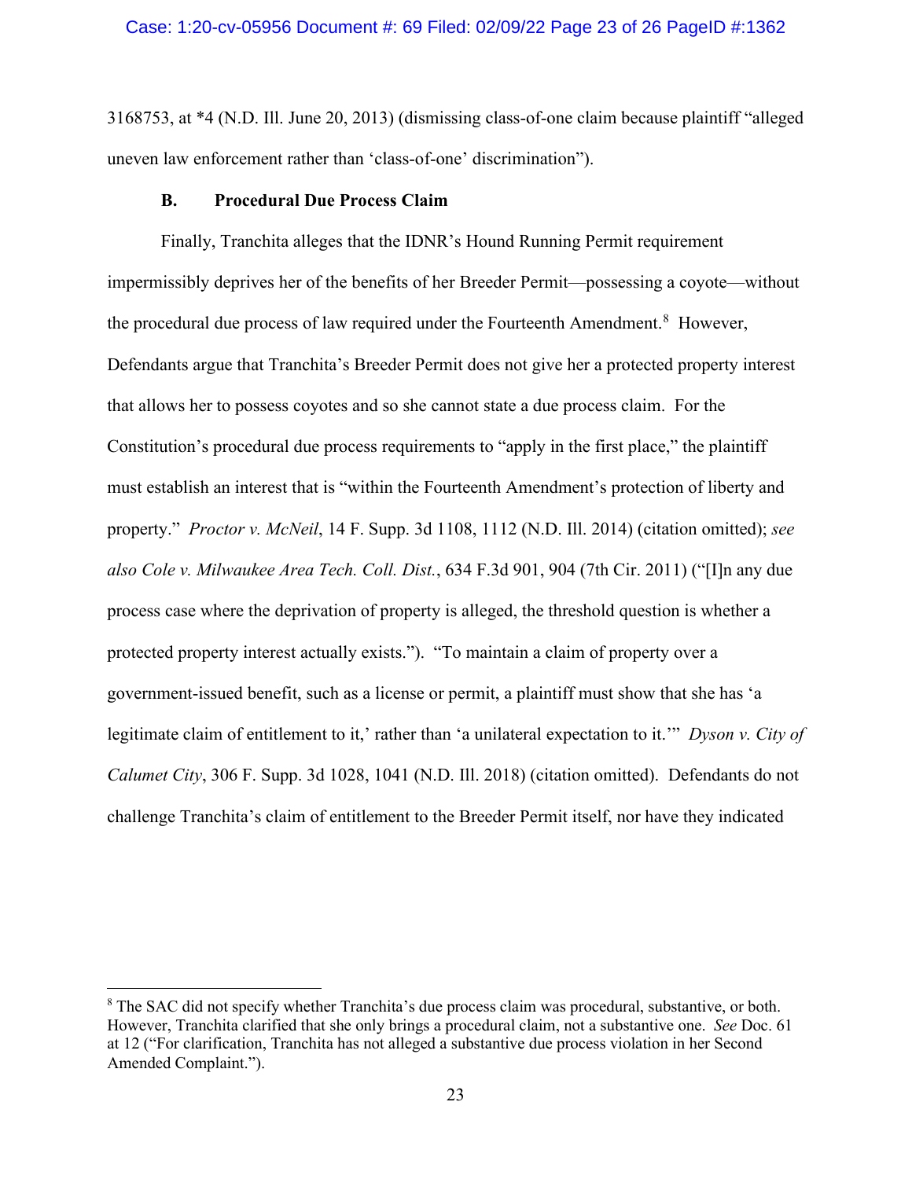3168753, at *4 (N.D. Ill. June 20, 2013) (dismissing class-of-one claim because plaintiff "alleged uneven law enforcement rather than 'class-of-one' discrimination").

### B. Procedural Due Process Claim

Finally, Tranchita alleges that the IDNR's Hound Running Permit requirement impermissibly deprives her of the benefits of her Breeder Permit—possessing a coyote—without the procedural due process of law required under the Fourteenth Amendment.[8] However, Defendants argue that Tranchita's Breeder Permit does not give her a protected property interest that allows her to possess coyotes and so she cannot state a due process claim. For the Constitution's procedural due process requirements to "apply in the first place," the plaintiff must establish an interest that is "within the Fourteenth Amendment's protection of liberty and property." *Proctor v. McNeil*, 14 F. Supp. 3d 1108, 1112 (N.D. Ill. 2014) (citation omitted); *see also Cole v. Milwaukee Area Tech. Coll. Dist.*, 634 F.3d 901, 904 (7th Cir. 2011) ("[I]n any due process case where the deprivation of property is alleged, the threshold question is whether a protected property interest actually exists."). "To maintain a claim of property over a government-issued benefit, such as a license or permit, a plaintiff must show that she has 'a legitimate claim of entitlement to it,' rather than 'a unilateral expectation to it.'" *Dyson v. City of Calumet City*, 306 F. Supp. 3d 1028, 1041 (N.D. Ill. 2018) (citation omitted). Defendants do not challenge Tranchita's claim of entitlement to the Breeder Permit itself, nor have they indicated

---

[8] The SAC did not specify whether Tranchita's due process claim was procedural, substantive, or both. However, Tranchita clarified that she only brings a procedural claim, not a substantive one. *See* Doc. 61 at 12 ("For clarification, Tranchita has not alleged a substantive due process violation in her Second Amended Complaint.").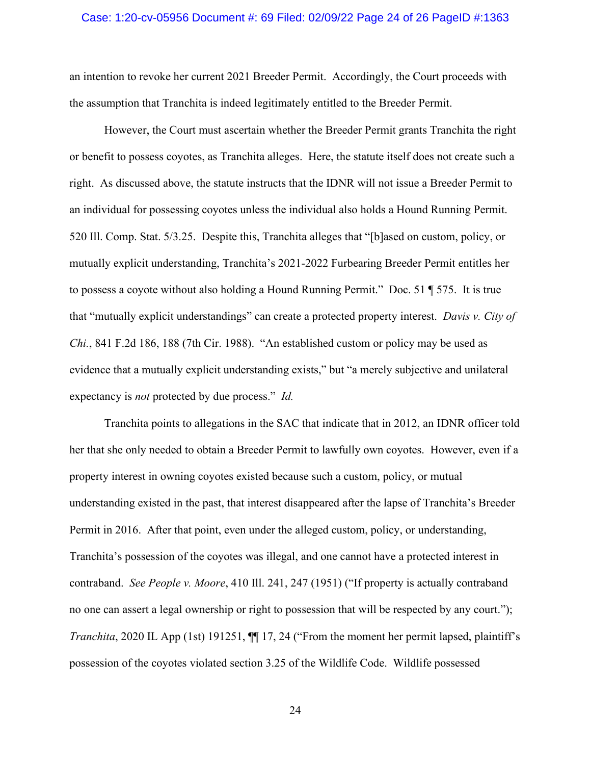an intention to revoke her current 2021 Breeder Permit. Accordingly, the Court proceeds with the assumption that Tranchita is indeed legitimately entitled to the Breeder Permit.

However, the Court must ascertain whether the Breeder Permit grants Tranchita the right or benefit to possess coyotes, as Tranchita alleges. Here, the statute itself does not create such a right. As discussed above, the statute instructs that the IDNR will not issue a Breeder Permit to an individual for possessing coyotes unless the individual also holds a Hound Running Permit. 520 Ill. Comp. Stat. 5/3.25. Despite this, Tranchita alleges that "[b]ased on custom, policy, or mutually explicit understanding, Tranchita's 2021-2022 Furbearing Breeder Permit entitles her to possess a coyote without also holding a Hound Running Permit." Doc. 51 ¶ 575. It is true that "mutually explicit understandings" can create a protected property interest. *Davis v. City of Chi.*, 841 F.2d 186, 188 (7th Cir. 1988). "An established custom or policy may be used as evidence that a mutually explicit understanding exists," but "a merely subjective and unilateral expectancy is *not* protected by due process." *Id.*

Tranchita points to allegations in the SAC that indicate that in 2012, an IDNR officer told her that she only needed to obtain a Breeder Permit to lawfully own coyotes. However, even if a property interest in owning coyotes existed because such a custom, policy, or mutual understanding existed in the past, that interest disappeared after the lapse of Tranchita's Breeder Permit in 2016. After that point, even under the alleged custom, policy, or understanding, Tranchita's possession of the coyotes was illegal, and one cannot have a protected interest in contraband. *See People v. Moore*, 410 Ill. 241, 247 (1951) ("If property is actually contraband no one can assert a legal ownership or right to possession that will be respected by any court."); *Tranchita*, 2020 IL App (1st) 191251, ¶¶ 17, 24 ("From the moment her permit lapsed, plaintiff's possession of the coyotes violated section 3.25 of the Wildlife Code. Wildlife possessed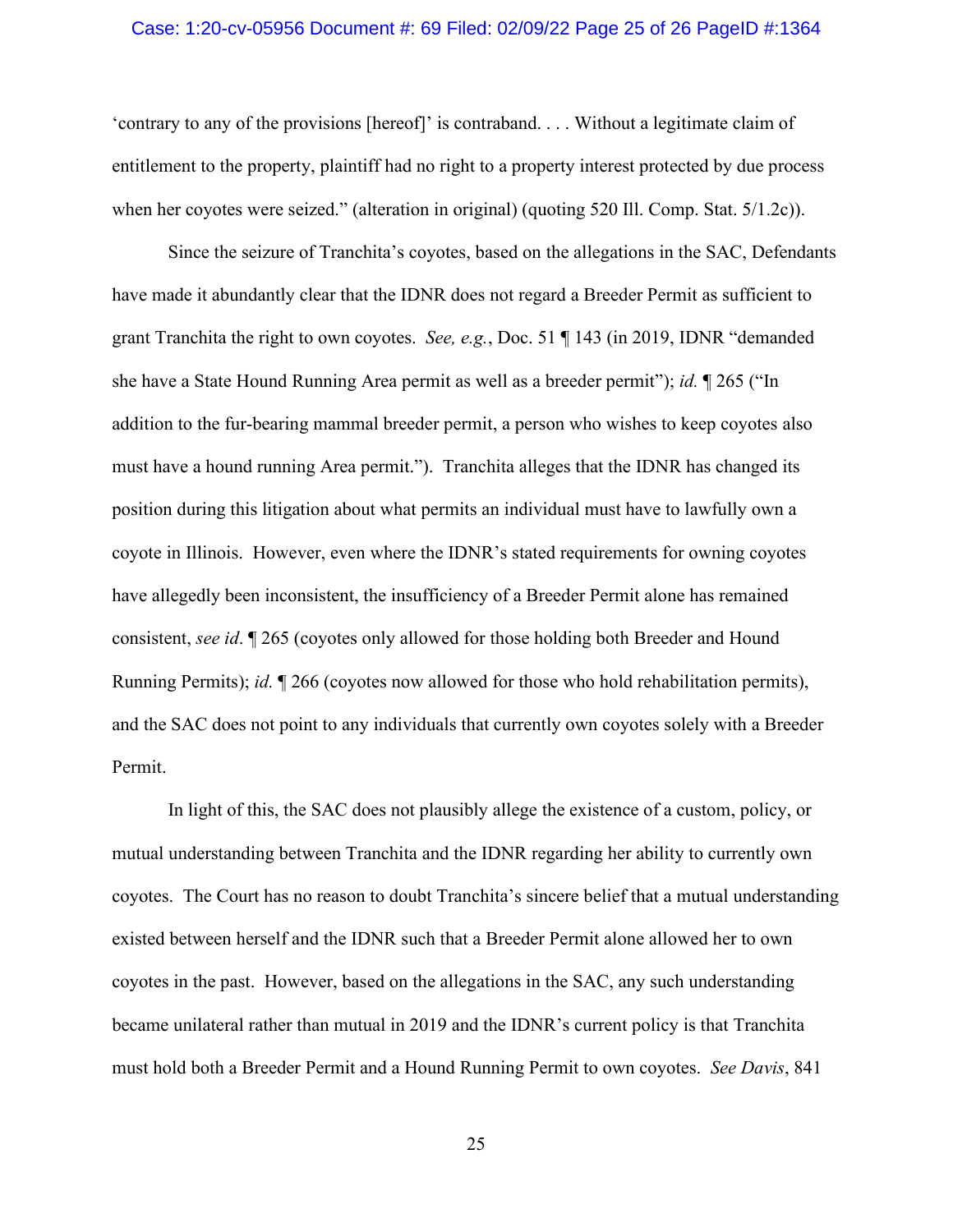'contrary to any of the provisions [hereof]' is contraband. . . . Without a legitimate claim of entitlement to the property, plaintiff had no right to a property interest protected by due process when her coyotes were seized." (alteration in original) (quoting 520 Ill. Comp. Stat. 5/1.2c)).

Since the seizure of Tranchita's coyotes, based on the allegations in the SAC, Defendants have made it abundantly clear that the IDNR does not regard a Breeder Permit as sufficient to grant Tranchita the right to own coyotes. *See, e.g.*, Doc. 51 ¶ 143 (in 2019, IDNR "demanded she have a State Hound Running Area permit as well as a breeder permit"); *id.* ¶ 265 ("In addition to the fur-bearing mammal breeder permit, a person who wishes to keep coyotes also must have a hound running Area permit."). Tranchita alleges that the IDNR has changed its position during this litigation about what permits an individual must have to lawfully own a coyote in Illinois. However, even where the IDNR's stated requirements for owning coyotes have allegedly been inconsistent, the insufficiency of a Breeder Permit alone has remained consistent, *see id*. ¶ 265 (coyotes only allowed for those holding both Breeder and Hound Running Permits); *id.* ¶ 266 (coyotes now allowed for those who hold rehabilitation permits), and the SAC does not point to any individuals that currently own coyotes solely with a Breeder Permit.

In light of this, the SAC does not plausibly allege the existence of a custom, policy, or mutual understanding between Tranchita and the IDNR regarding her ability to currently own coyotes. The Court has no reason to doubt Tranchita's sincere belief that a mutual understanding existed between herself and the IDNR such that a Breeder Permit alone allowed her to own coyotes in the past. However, based on the allegations in the SAC, any such understanding became unilateral rather than mutual in 2019 and the IDNR's current policy is that Tranchita must hold both a Breeder Permit and a Hound Running Permit to own coyotes. *See Davis*, 841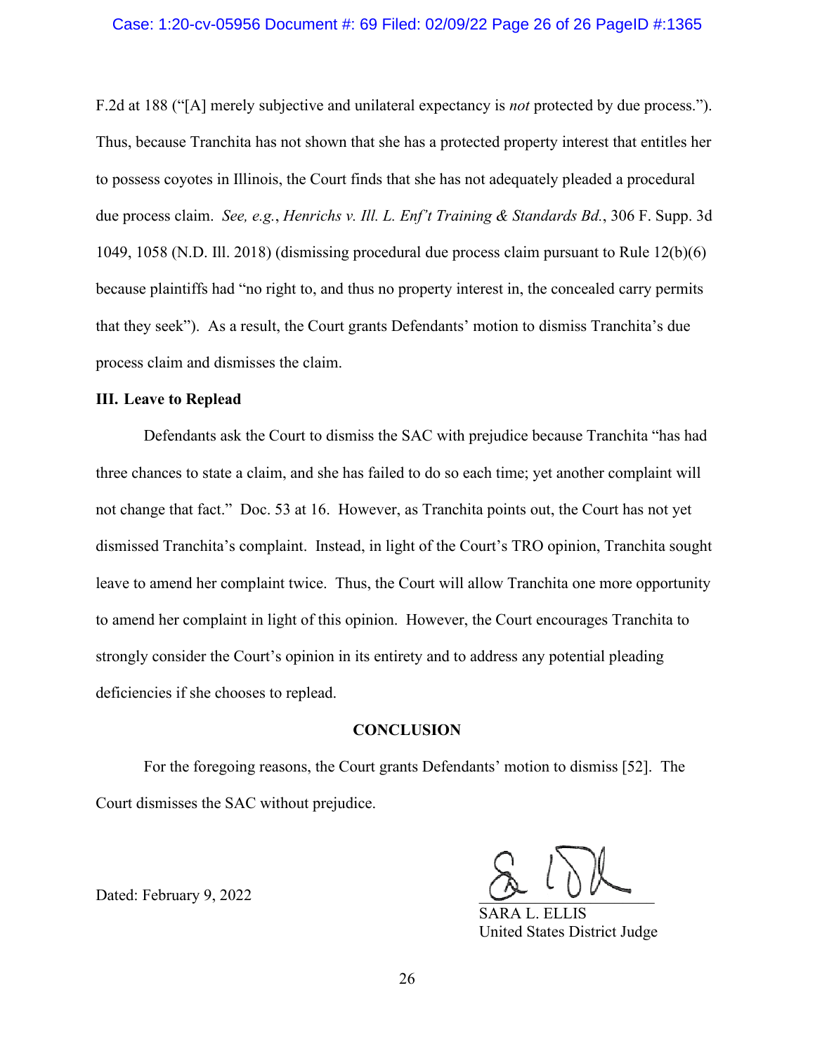F.2d at 188 ("[A] merely subjective and unilateral expectancy is *not* protected by due process."). Thus, because Tranchita has not shown that she has a protected property interest that entitles her to possess coyotes in Illinois, the Court finds that she has not adequately pleaded a procedural due process claim. *See, e.g.*, *Henrichs v. Ill. L. Enf't Training & Standards Bd.*, 306 F. Supp. 3d 1049, 1058 (N.D. Ill. 2018) (dismissing procedural due process claim pursuant to Rule 12(b)(6) because plaintiffs had "no right to, and thus no property interest in, the concealed carry permits that they seek"). As a result, the Court grants Defendants' motion to dismiss Tranchita's due process claim and dismisses the claim.

**III. Leave to Replead**

Defendants ask the Court to dismiss the SAC with prejudice because Tranchita "has had three chances to state a claim, and she has failed to do so each time; yet another complaint will not change that fact." Doc. 53 at 16. However, as Tranchita points out, the Court has not yet dismissed Tranchita's complaint. Instead, in light of the Court's TRO opinion, Tranchita sought leave to amend her complaint twice. Thus, the Court will allow Tranchita one more opportunity to amend her complaint in light of this opinion. However, the Court encourages Tranchita to strongly consider the Court's opinion in its entirety and to address any potential pleading deficiencies if she chooses to replead.

**CONCLUSION**

For the foregoing reasons, the Court grants Defendants' motion to dismiss [52]. The Court dismisses the SAC without prejudice.

Dated: February 9, 2022

SARA L. ELLIS
United States District Judge